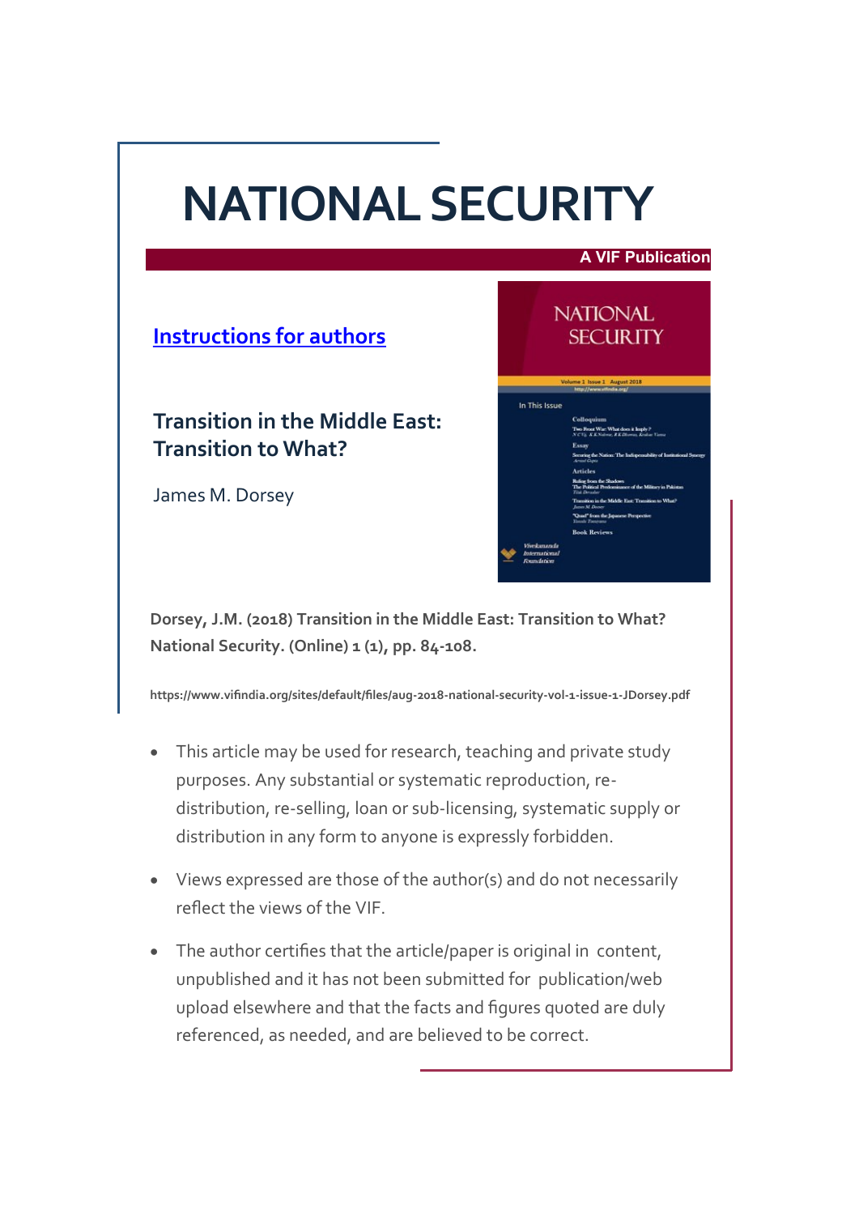# NATIONAL SECURITY

**A VIF Publication**

[Instructions for authors]

## Transition in the Middle East: Transition to What?

James M. Dorsey

**Dorsey, J.M. (2018) Transition in the Middle East: Transition to What? National Security. (Online) 1 (1), pp. 84-108.**

**https://www.vifindia.org/sites/default/files/aug-2018-national-security-vol-1-issue-1-JDorsey.pdf**

- This article may be used for research, teaching and private study purposes. Any substantial or systematic reproduction, re-distribution, re-selling, loan or sub-licensing, systematic supply or distribution in any form to anyone is expressly forbidden.
- Views expressed are those of the author(s) and do not necessarily reflect the views of the VIF.
- The author certifies that the article/paper is original in content, unpublished and it has not been submitted for publication/web upload elsewhere and that the facts and figures quoted are duly referenced, as needed, and are believed to be correct.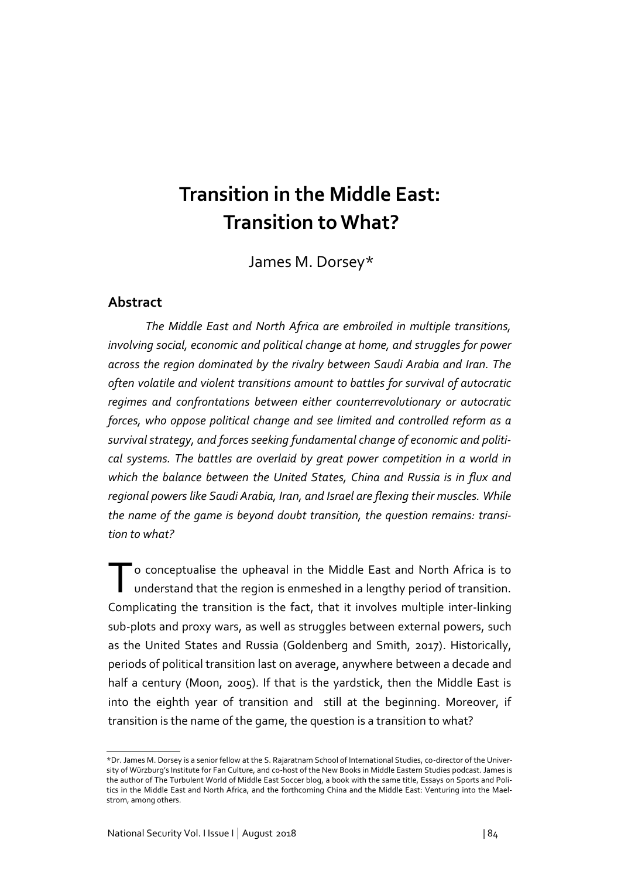# Transition in the Middle East: Transition to What?

James M. Dorsey*

## Abstract

*The Middle East and North Africa are embroiled in multiple transitions, involving social, economic and political change at home, and struggles for power across the region dominated by the rivalry between Saudi Arabia and Iran. The often volatile and violent transitions amount to battles for survival of autocratic regimes and confrontations between either counterrevolutionary or autocratic forces, who oppose political change and see limited and controlled reform as a survival strategy, and forces seeking fundamental change of economic and political systems. The battles are overlaid by great power competition in a world in which the balance between the United States, China and Russia is in flux and regional powers like Saudi Arabia, Iran, and Israel are flexing their muscles. While the name of the game is beyond doubt transition, the question remains: transition to what?*

To conceptualise the upheaval in the Middle East and North Africa is to understand that the region is enmeshed in a lengthy period of transition. Complicating the transition is the fact, that it involves multiple inter-linking sub-plots and proxy wars, as well as struggles between external powers, such as the United States and Russia (Goldenberg and Smith, 2017). Historically, periods of political transition last on average, anywhere between a decade and half a century (Moon, 2005). If that is the yardstick, then the Middle East is into the eighth year of transition and still at the beginning. Moreover, if transition is the name of the game, the question is a transition to what?

---

*Dr. James M. Dorsey is a senior fellow at the S. Rajaratnam School of International Studies, co-director of the University of Würzburg's Institute for Fan Culture, and co-host of the New Books in Middle Eastern Studies podcast. James is the author of The Turbulent World of Middle East Soccer blog, a book with the same title, Essays on Sports and Politics in the Middle East and North Africa, and the forthcoming China and the Middle East: Venturing into the Maelstrom, among others.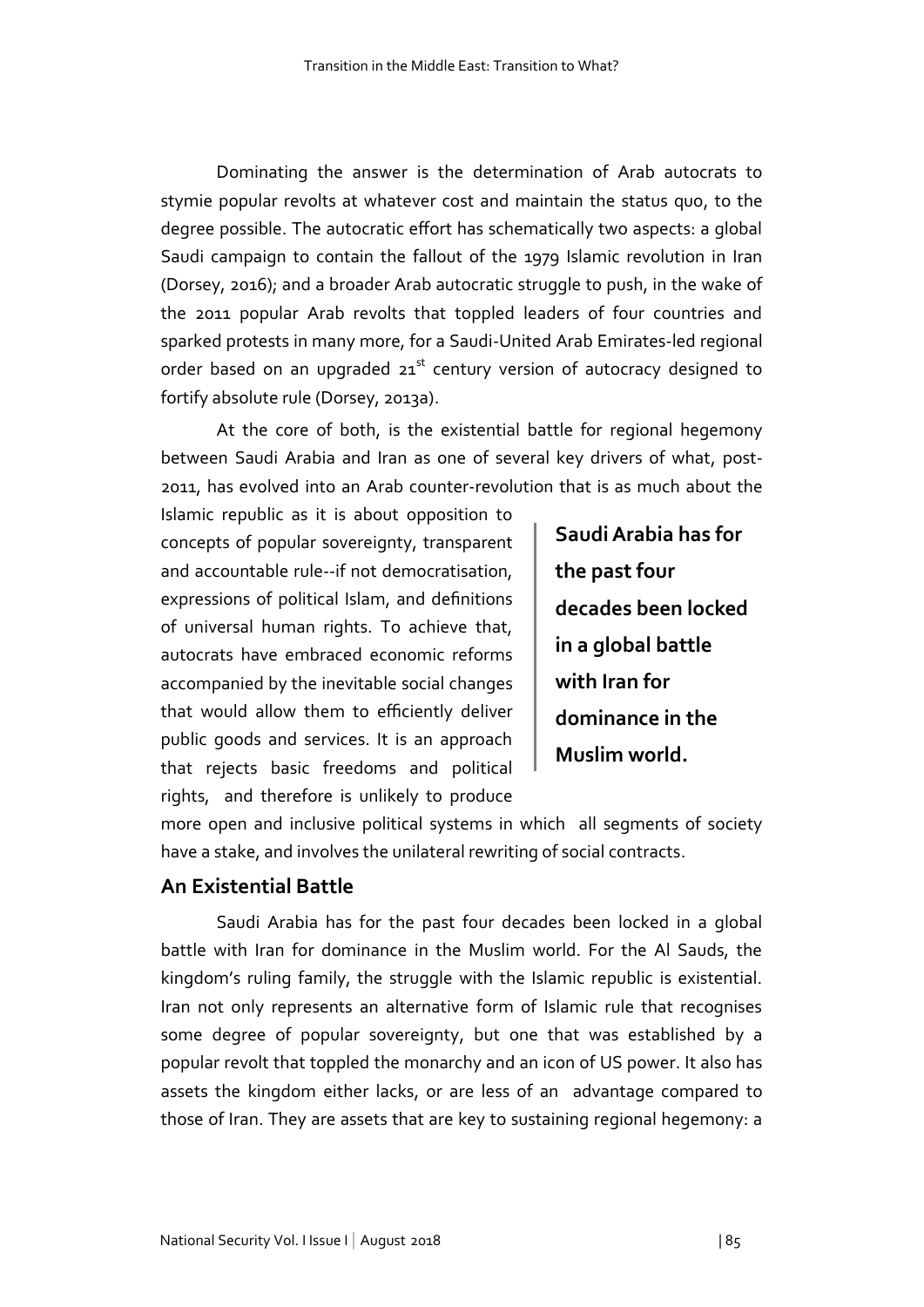Dominating the answer is the determination of Arab autocrats to stymie popular revolts at whatever cost and maintain the status quo, to the degree possible. The autocratic effort has schematically two aspects: a global Saudi campaign to contain the fallout of the 1979 Islamic revolution in Iran (Dorsey, 2016); and a broader Arab autocratic struggle to push, in the wake of the 2011 popular Arab revolts that toppled leaders of four countries and sparked protests in many more, for a Saudi-United Arab Emirates-led regional order based on an upgraded 21st century version of autocracy designed to fortify absolute rule (Dorsey, 2013a).

At the core of both, is the existential battle for regional hegemony between Saudi Arabia and Iran as one of several key drivers of what, post-2011, has evolved into an Arab counter-revolution that is as much about the Islamic republic as it is about opposition to concepts of popular sovereignty, transparent and accountable rule--if not democratisation, expressions of political Islam, and definitions of universal human rights. To achieve that, autocrats have embraced economic reforms accompanied by the inevitable social changes that would allow them to efficiently deliver public goods and services. It is an approach that rejects basic freedoms and political rights, and therefore is unlikely to produce more open and inclusive political systems in which all segments of society have a stake, and involves the unilateral rewriting of social contracts.

> **Saudi Arabia has for the past four decades been locked in a global battle with Iran for dominance in the Muslim world.**

## An Existential Battle

Saudi Arabia has for the past four decades been locked in a global battle with Iran for dominance in the Muslim world. For the Al Sauds, the kingdom's ruling family, the struggle with the Islamic republic is existential. Iran not only represents an alternative form of Islamic rule that recognises some degree of popular sovereignty, but one that was established by a popular revolt that toppled the monarchy and an icon of US power. It also has assets the kingdom either lacks, or are less of an advantage compared to those of Iran. They are assets that are key to sustaining regional hegemony: a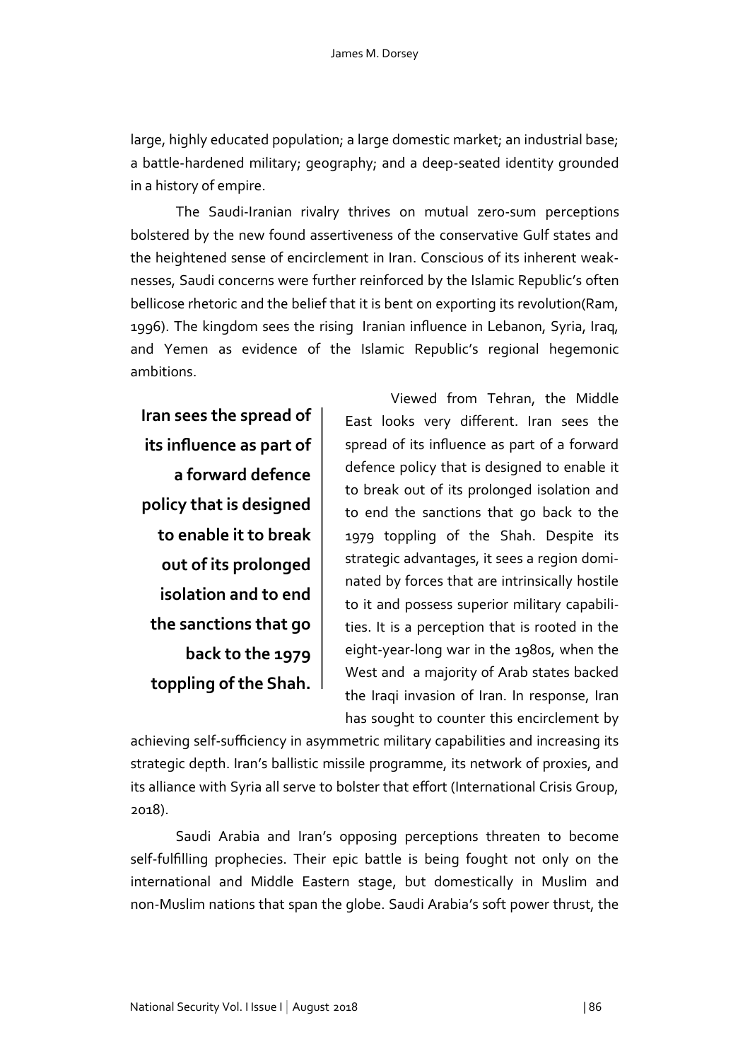large, highly educated population; a large domestic market; an industrial base; a battle-hardened military; geography; and a deep-seated identity grounded in a history of empire.

The Saudi-Iranian rivalry thrives on mutual zero-sum perceptions bolstered by the new found assertiveness of the conservative Gulf states and the heightened sense of encirclement in Iran. Conscious of its inherent weaknesses, Saudi concerns were further reinforced by the Islamic Republic's often bellicose rhetoric and the belief that it is bent on exporting its revolution(Ram, 1996). The kingdom sees the rising Iranian influence in Lebanon, Syria, Iraq, and Yemen as evidence of the Islamic Republic's regional hegemonic ambitions.

**Iran sees the spread of its influence as part of a forward defence policy that is designed to enable it to break out of its prolonged isolation and to end the sanctions that go back to the 1979 toppling of the Shah.**

Viewed from Tehran, the Middle East looks very different. Iran sees the spread of its influence as part of a forward defence policy that is designed to enable it to break out of its prolonged isolation and to end the sanctions that go back to the 1979 toppling of the Shah. Despite its strategic advantages, it sees a region dominated by forces that are intrinsically hostile to it and possess superior military capabilities. It is a perception that is rooted in the eight-year-long war in the 1980s, when the West and a majority of Arab states backed the Iraqi invasion of Iran. In response, Iran has sought to counter this encirclement by achieving self-sufficiency in asymmetric military capabilities and increasing its strategic depth. Iran's ballistic missile programme, its network of proxies, and its alliance with Syria all serve to bolster that effort (International Crisis Group, 2018).

Saudi Arabia and Iran's opposing perceptions threaten to become self-fulfilling prophecies. Their epic battle is being fought not only on the international and Middle Eastern stage, but domestically in Muslim and non-Muslim nations that span the globe. Saudi Arabia's soft power thrust, the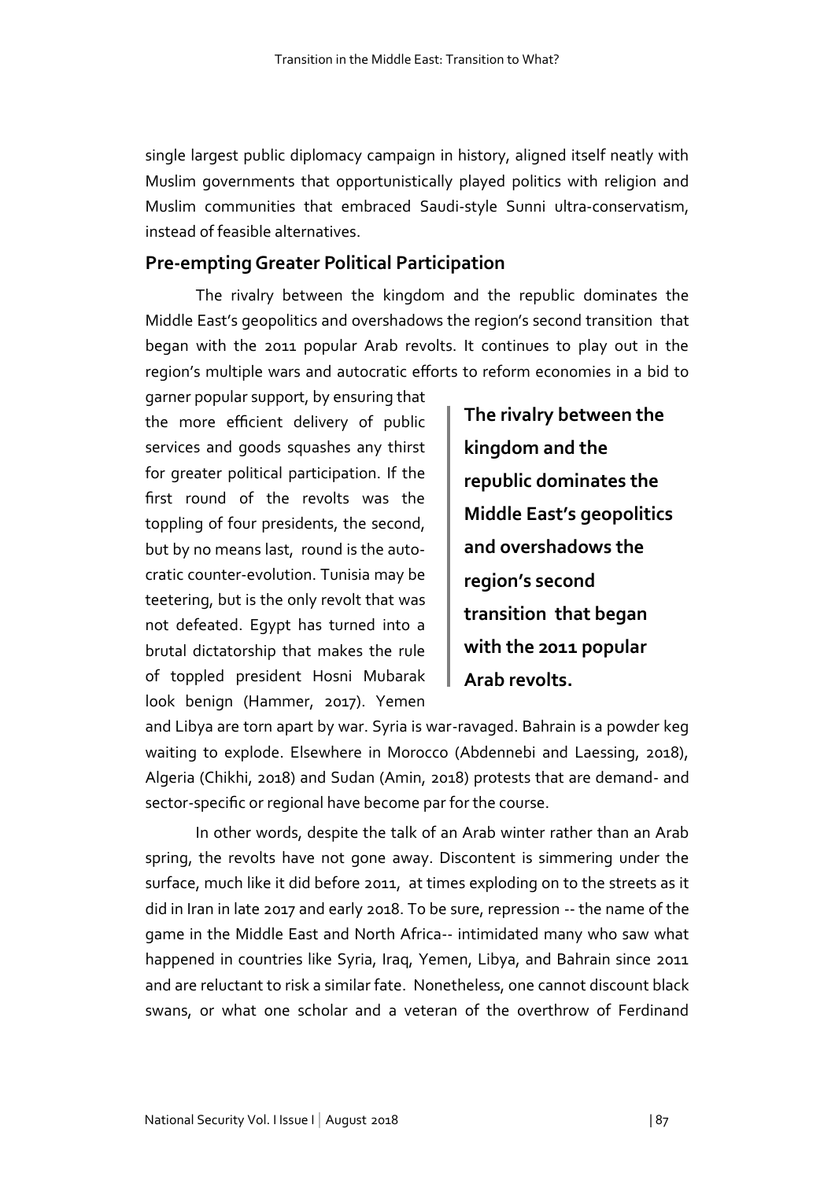single largest public diplomacy campaign in history, aligned itself neatly with Muslim governments that opportunistically played politics with religion and Muslim communities that embraced Saudi-style Sunni ultra-conservatism, instead of feasible alternatives.

## Pre-empting Greater Political Participation

The rivalry between the kingdom and the republic dominates the Middle East's geopolitics and overshadows the region's second transition that began with the 2011 popular Arab revolts. It continues to play out in the region's multiple wars and autocratic efforts to reform economies in a bid to garner popular support, by ensuring that the more efficient delivery of public services and goods squashes any thirst for greater political participation. If the first round of the revolts was the toppling of four presidents, the second, but by no means last, round is the autocratic counter-evolution. Tunisia may be teetering, but is the only revolt that was not defeated. Egypt has turned into a brutal dictatorship that makes the rule of toppled president Hosni Mubarak look benign (Hammer, 2017). Yemen and Libya are torn apart by war. Syria is war-ravaged. Bahrain is a powder keg waiting to explode. Elsewhere in Morocco (Abdennebi and Laessing, 2018), Algeria (Chikhi, 2018) and Sudan (Amin, 2018) protests that are demand- and sector-specific or regional have become par for the course.

**The rivalry between the kingdom and the republic dominates the Middle East's geopolitics and overshadows the region's second transition that began with the 2011 popular Arab revolts.**

In other words, despite the talk of an Arab winter rather than an Arab spring, the revolts have not gone away. Discontent is simmering under the surface, much like it did before 2011, at times exploding on to the streets as it did in Iran in late 2017 and early 2018. To be sure, repression -- the name of the game in the Middle East and North Africa-- intimidated many who saw what happened in countries like Syria, Iraq, Yemen, Libya, and Bahrain since 2011 and are reluctant to risk a similar fate. Nonetheless, one cannot discount black swans, or what one scholar and a veteran of the overthrow of Ferdinand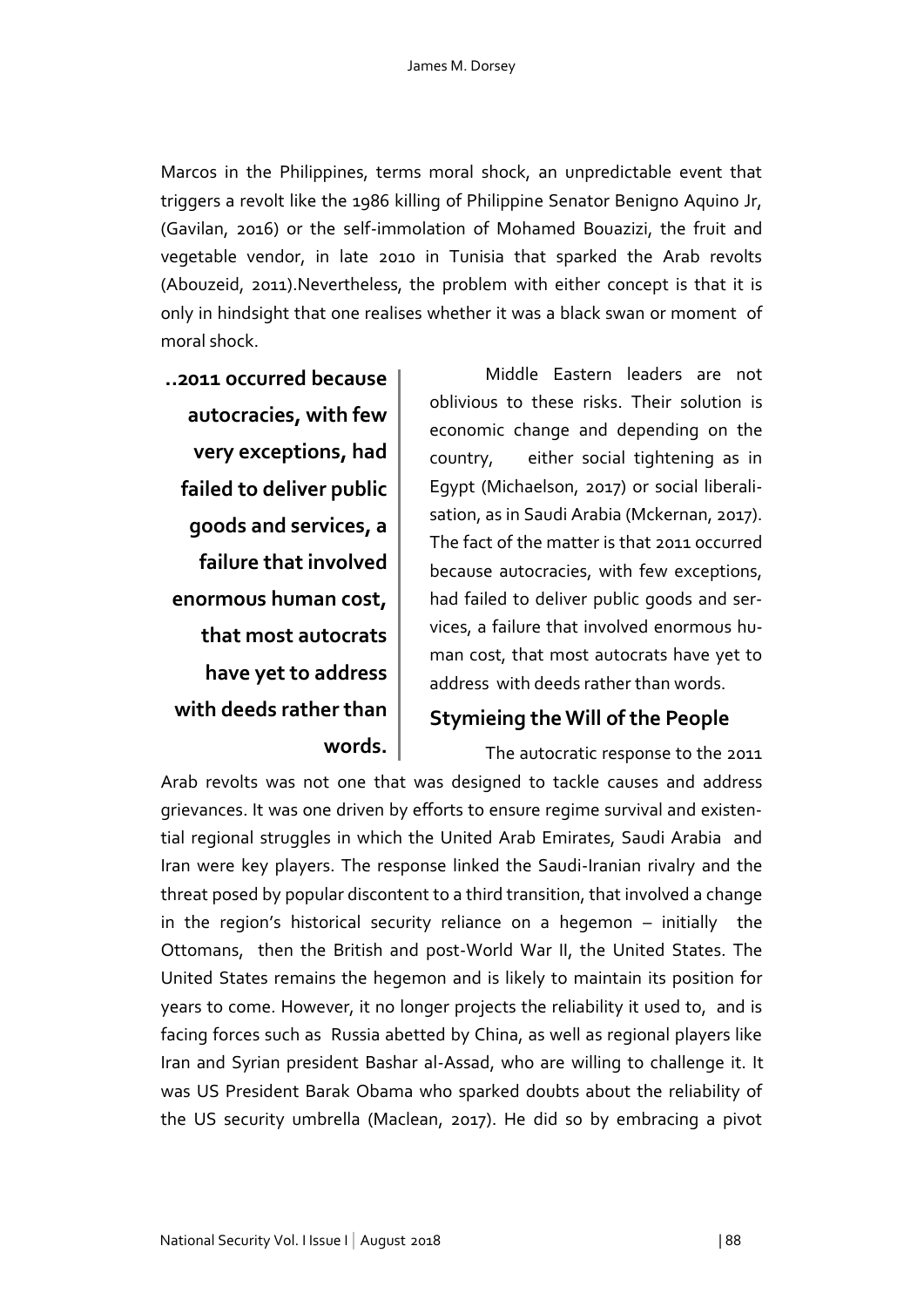Marcos in the Philippines, terms moral shock, an unpredictable event that triggers a revolt like the 1986 killing of Philippine Senator Benigno Aquino Jr, (Gavilan, 2016) or the self-immolation of Mohamed Bouazizi, the fruit and vegetable vendor, in late 2010 in Tunisia that sparked the Arab revolts (Abouzeid, 2011).Nevertheless, the problem with either concept is that it is only in hindsight that one realises whether it was a black swan or moment of moral shock.

**..2011 occurred because autocracies, with few very exceptions, had failed to deliver public goods and services, a failure that involved enormous human cost, that most autocrats have yet to address with deeds rather than words.**

Middle Eastern leaders are not oblivious to these risks. Their solution is economic change and depending on the country, either social tightening as in Egypt (Michaelson, 2017) or social liberalisation, as in Saudi Arabia (Mckernan, 2017). The fact of the matter is that 2011 occurred because autocracies, with few exceptions, had failed to deliver public goods and services, a failure that involved enormous human cost, that most autocrats have yet to address with deeds rather than words.

## Stymieing the Will of the People

The autocratic response to the 2011 Arab revolts was not one that was designed to tackle causes and address grievances. It was one driven by efforts to ensure regime survival and existential regional struggles in which the United Arab Emirates, Saudi Arabia and Iran were key players. The response linked the Saudi-Iranian rivalry and the threat posed by popular discontent to a third transition, that involved a change in the region's historical security reliance on a hegemon – initially the Ottomans, then the British and post-World War II, the United States. The United States remains the hegemon and is likely to maintain its position for years to come. However, it no longer projects the reliability it used to, and is facing forces such as Russia abetted by China, as well as regional players like Iran and Syrian president Bashar al-Assad, who are willing to challenge it. It was US President Barak Obama who sparked doubts about the reliability of the US security umbrella (Maclean, 2017). He did so by embracing a pivot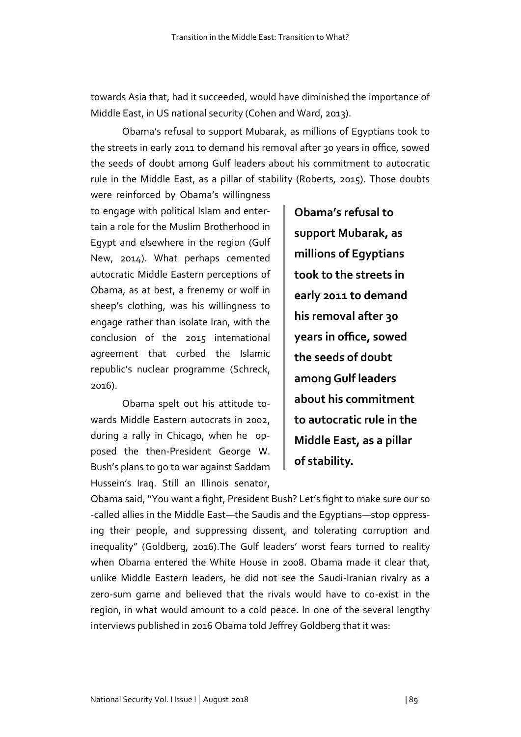towards Asia that, had it succeeded, would have diminished the importance of Middle East, in US national security (Cohen and Ward, 2013).

Obama's refusal to support Mubarak, as millions of Egyptians took to the streets in early 2011 to demand his removal after 30 years in office, sowed the seeds of doubt among Gulf leaders about his commitment to autocratic rule in the Middle East, as a pillar of stability (Roberts, 2015). Those doubts were reinforced by Obama's willingness to engage with political Islam and entertain a role for the Muslim Brotherhood in Egypt and elsewhere in the region (Gulf New, 2014). What perhaps cemented autocratic Middle Eastern perceptions of Obama, as at best, a frenemy or wolf in sheep's clothing, was his willingness to engage rather than isolate Iran, with the conclusion of the 2015 international agreement that curbed the Islamic republic's nuclear programme (Schreck, 2016).

> **Obama's refusal to support Mubarak, as millions of Egyptians took to the streets in early 2011 to demand his removal after 30 years in office, sowed the seeds of doubt among Gulf leaders about his commitment to autocratic rule in the Middle East, as a pillar of stability.**

Obama spelt out his attitude towards Middle Eastern autocrats in 2002, during a rally in Chicago, when he opposed the then-President George W. Bush's plans to go to war against Saddam Hussein's Iraq. Still an Illinois senator, Obama said, "You want a fight, President Bush? Let's fight to make sure our so-called allies in the Middle East—the Saudis and the Egyptians—stop oppressing their people, and suppressing dissent, and tolerating corruption and inequality" (Goldberg, 2016).The Gulf leaders' worst fears turned to reality when Obama entered the White House in 2008. Obama made it clear that, unlike Middle Eastern leaders, he did not see the Saudi-Iranian rivalry as a zero-sum game and believed that the rivals would have to co-exist in the region, in what would amount to a cold peace. In one of the several lengthy interviews published in 2016 Obama told Jeffrey Goldberg that it was: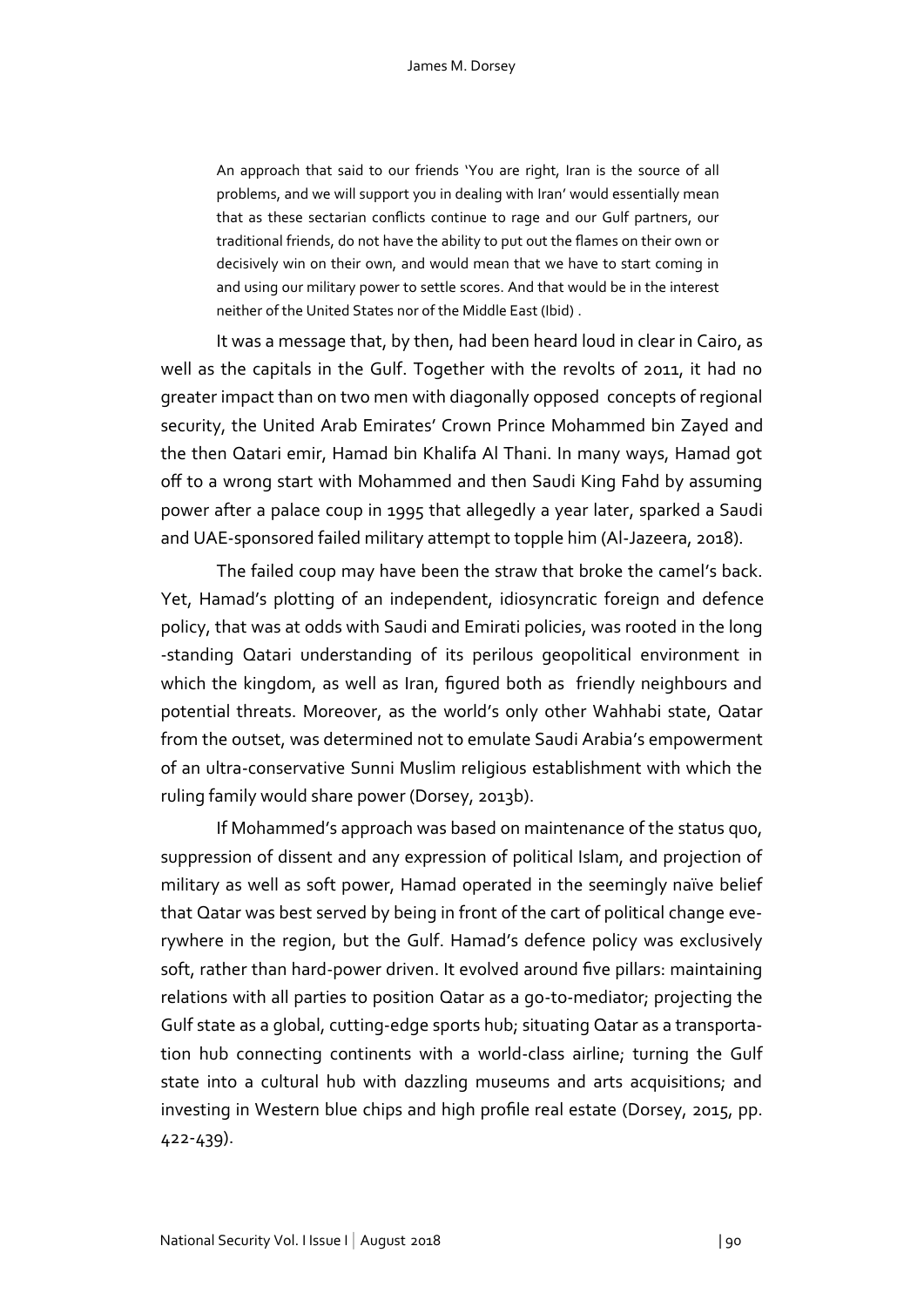> An approach that said to our friends 'You are right, Iran is the source of all problems, and we will support you in dealing with Iran' would essentially mean that as these sectarian conflicts continue to rage and our Gulf partners, our traditional friends, do not have the ability to put out the flames on their own or decisively win on their own, and would mean that we have to start coming in and using our military power to settle scores. And that would be in the interest neither of the United States nor of the Middle East (Ibid) .

It was a message that, by then, had been heard loud in clear in Cairo, as well as the capitals in the Gulf. Together with the revolts of 2011, it had no greater impact than on two men with diagonally opposed concepts of regional security, the United Arab Emirates' Crown Prince Mohammed bin Zayed and the then Qatari emir, Hamad bin Khalifa Al Thani. In many ways, Hamad got off to a wrong start with Mohammed and then Saudi King Fahd by assuming power after a palace coup in 1995 that allegedly a year later, sparked a Saudi and UAE-sponsored failed military attempt to topple him (Al-Jazeera, 2018).

The failed coup may have been the straw that broke the camel's back. Yet, Hamad's plotting of an independent, idiosyncratic foreign and defence policy, that was at odds with Saudi and Emirati policies, was rooted in the long -standing Qatari understanding of its perilous geopolitical environment in which the kingdom, as well as Iran, figured both as friendly neighbours and potential threats. Moreover, as the world's only other Wahhabi state, Qatar from the outset, was determined not to emulate Saudi Arabia's empowerment of an ultra-conservative Sunni Muslim religious establishment with which the ruling family would share power (Dorsey, 2013b).

If Mohammed's approach was based on maintenance of the status quo, suppression of dissent and any expression of political Islam, and projection of military as well as soft power, Hamad operated in the seemingly naïve belief that Qatar was best served by being in front of the cart of political change everywhere in the region, but the Gulf. Hamad's defence policy was exclusively soft, rather than hard-power driven. It evolved around five pillars: maintaining relations with all parties to position Qatar as a go-to-mediator; projecting the Gulf state as a global, cutting-edge sports hub; situating Qatar as a transportation hub connecting continents with a world-class airline; turning the Gulf state into a cultural hub with dazzling museums and arts acquisitions; and investing in Western blue chips and high profile real estate (Dorsey, 2015, pp. 422-439).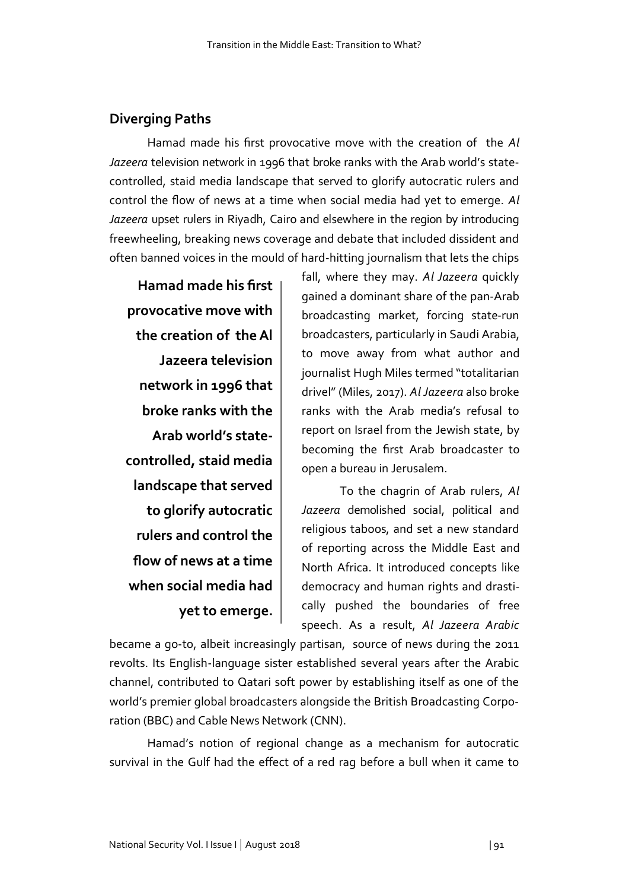## Diverging Paths

Hamad made his first provocative move with the creation of the *Al Jazeera* television network in 1996 that broke ranks with the Arab world's state-controlled, staid media landscape that served to glorify autocratic rulers and control the flow of news at a time when social media had yet to emerge. *Al Jazeera* upset rulers in Riyadh, Cairo and elsewhere in the region by introducing freewheeling, breaking news coverage and debate that included dissident and often banned voices in the mould of hard-hitting journalism that lets the chips fall, where they may. *Al Jazeera* quickly gained a dominant share of the pan-Arab broadcasting market, forcing state-run broadcasters, particularly in Saudi Arabia, to move away from what author and journalist Hugh Miles termed "totalitarian drivel" (Miles, 2017). *Al Jazeera* also broke ranks with the Arab media's refusal to report on Israel from the Jewish state, by becoming the first Arab broadcaster to open a bureau in Jerusalem.

> **Hamad made his first provocative move with the creation of the Al Jazeera television network in 1996 that broke ranks with the Arab world's state-controlled, staid media landscape that served to glorify autocratic rulers and control the flow of news at a time when social media had yet to emerge.**

To the chagrin of Arab rulers, *Al Jazeera* demolished social, political and religious taboos, and set a new standard of reporting across the Middle East and North Africa. It introduced concepts like democracy and human rights and drastically pushed the boundaries of free speech. As a result, *Al Jazeera Arabic* became a go-to, albeit increasingly partisan, source of news during the 2011 revolts. Its English-language sister established several years after the Arabic channel, contributed to Qatari soft power by establishing itself as one of the world's premier global broadcasters alongside the British Broadcasting Corporation (BBC) and Cable News Network (CNN).

Hamad's notion of regional change as a mechanism for autocratic survival in the Gulf had the effect of a red rag before a bull when it came to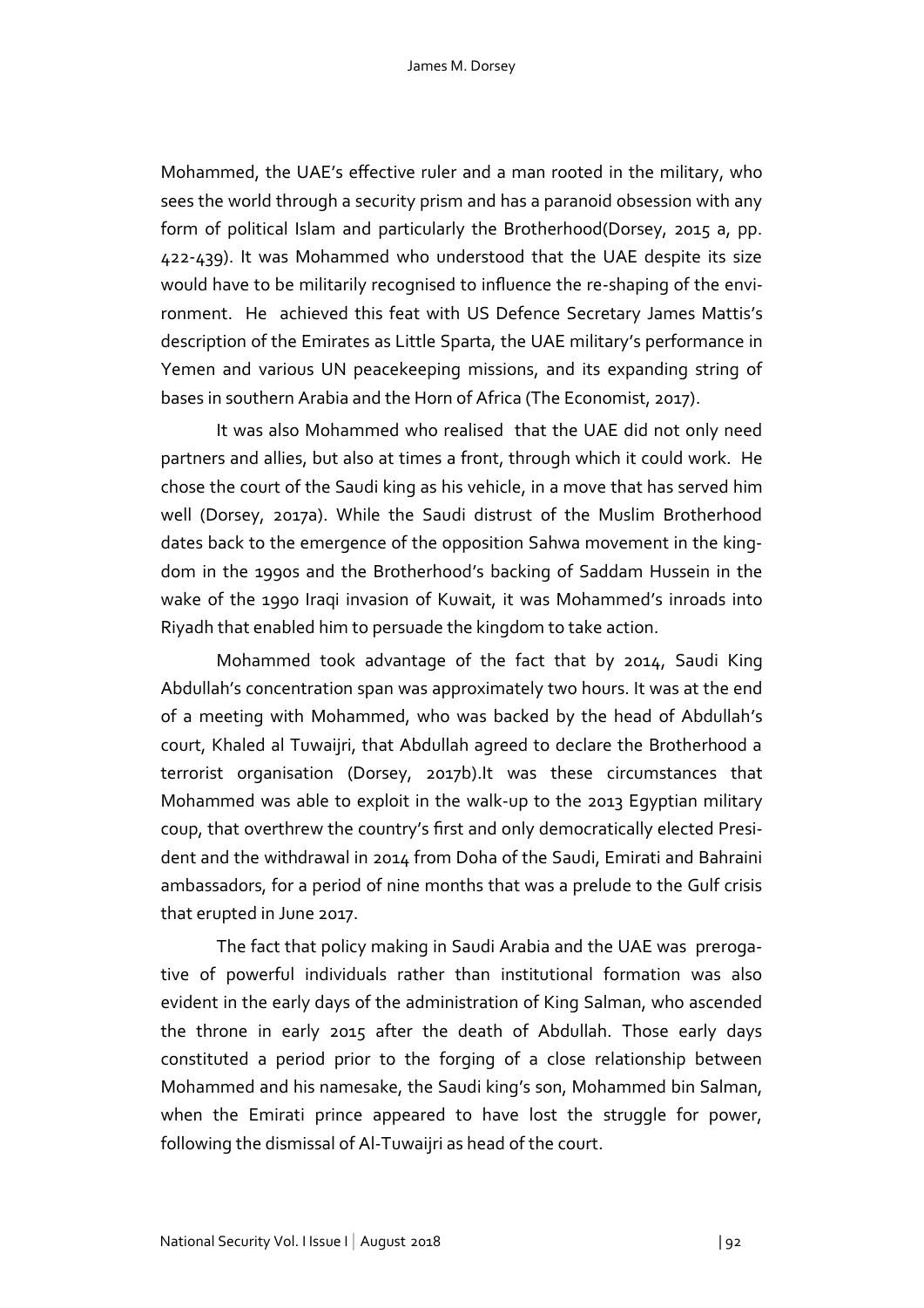Mohammed, the UAE's effective ruler and a man rooted in the military, who sees the world through a security prism and has a paranoid obsession with any form of political Islam and particularly the Brotherhood(Dorsey, 2015 a, pp. 422-439). It was Mohammed who understood that the UAE despite its size would have to be militarily recognised to influence the re-shaping of the environment. He achieved this feat with US Defence Secretary James Mattis's description of the Emirates as Little Sparta, the UAE military's performance in Yemen and various UN peacekeeping missions, and its expanding string of bases in southern Arabia and the Horn of Africa (The Economist, 2017).

It was also Mohammed who realised that the UAE did not only need partners and allies, but also at times a front, through which it could work. He chose the court of the Saudi king as his vehicle, in a move that has served him well (Dorsey, 2017a). While the Saudi distrust of the Muslim Brotherhood dates back to the emergence of the opposition Sahwa movement in the kingdom in the 1990s and the Brotherhood's backing of Saddam Hussein in the wake of the 1990 Iraqi invasion of Kuwait, it was Mohammed's inroads into Riyadh that enabled him to persuade the kingdom to take action.

Mohammed took advantage of the fact that by 2014, Saudi King Abdullah's concentration span was approximately two hours. It was at the end of a meeting with Mohammed, who was backed by the head of Abdullah's court, Khaled al Tuwaijri, that Abdullah agreed to declare the Brotherhood a terrorist organisation (Dorsey, 2017b).It was these circumstances that Mohammed was able to exploit in the walk-up to the 2013 Egyptian military coup, that overthrew the country's first and only democratically elected President and the withdrawal in 2014 from Doha of the Saudi, Emirati and Bahraini ambassadors, for a period of nine months that was a prelude to the Gulf crisis that erupted in June 2017.

The fact that policy making in Saudi Arabia and the UAE was prerogative of powerful individuals rather than institutional formation was also evident in the early days of the administration of King Salman, who ascended the throne in early 2015 after the death of Abdullah. Those early days constituted a period prior to the forging of a close relationship between Mohammed and his namesake, the Saudi king's son, Mohammed bin Salman, when the Emirati prince appeared to have lost the struggle for power, following the dismissal of Al-Tuwaijri as head of the court.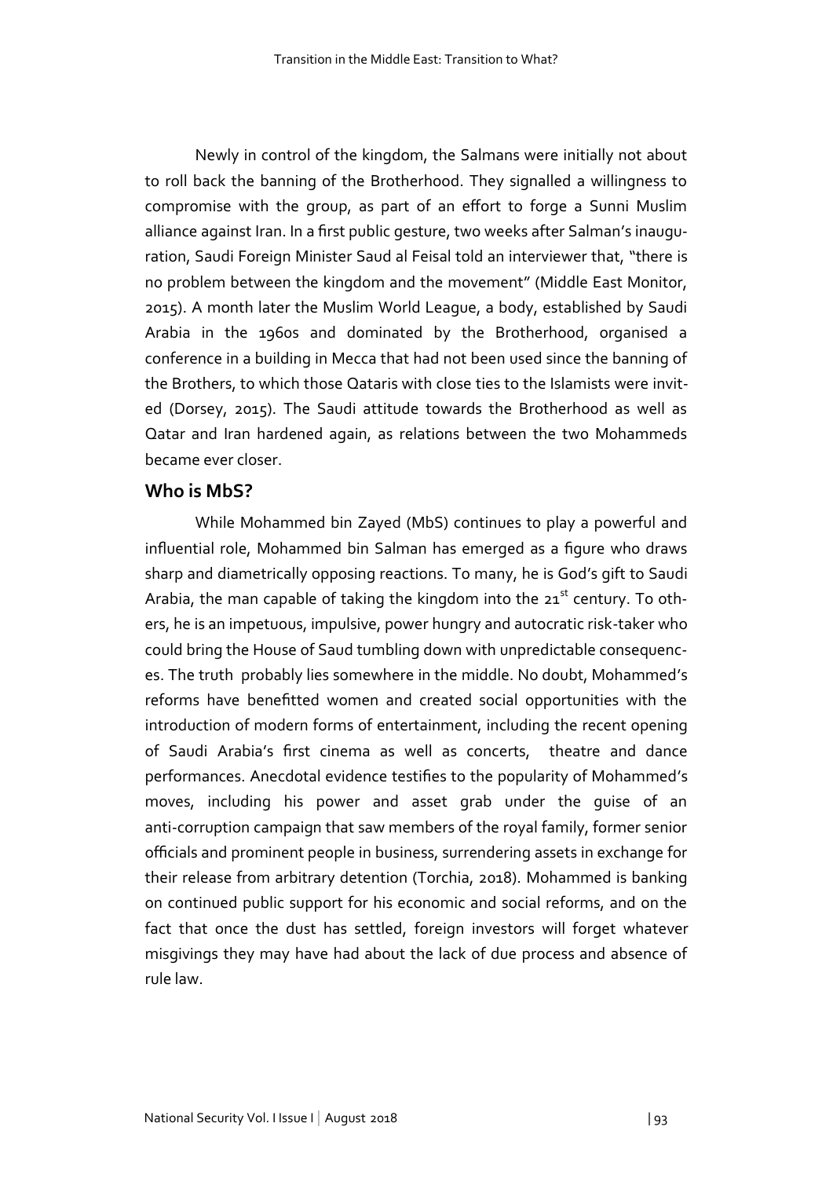Newly in control of the kingdom, the Salmans were initially not about to roll back the banning of the Brotherhood. They signalled a willingness to compromise with the group, as part of an effort to forge a Sunni Muslim alliance against Iran. In a first public gesture, two weeks after Salman's inauguration, Saudi Foreign Minister Saud al Feisal told an interviewer that, "there is no problem between the kingdom and the movement" (Middle East Monitor, 2015). A month later the Muslim World League, a body, established by Saudi Arabia in the 1960s and dominated by the Brotherhood, organised a conference in a building in Mecca that had not been used since the banning of the Brothers, to which those Qataris with close ties to the Islamists were invited (Dorsey, 2015). The Saudi attitude towards the Brotherhood as well as Qatar and Iran hardened again, as relations between the two Mohammeds became ever closer.

## Who is MbS?

While Mohammed bin Zayed (MbS) continues to play a powerful and influential role, Mohammed bin Salman has emerged as a figure who draws sharp and diametrically opposing reactions. To many, he is God's gift to Saudi Arabia, the man capable of taking the kingdom into the 21st century. To others, he is an impetuous, impulsive, power hungry and autocratic risk-taker who could bring the House of Saud tumbling down with unpredictable consequences. The truth probably lies somewhere in the middle. No doubt, Mohammed's reforms have benefitted women and created social opportunities with the introduction of modern forms of entertainment, including the recent opening of Saudi Arabia's first cinema as well as concerts, theatre and dance performances. Anecdotal evidence testifies to the popularity of Mohammed's moves, including his power and asset grab under the guise of an anti-corruption campaign that saw members of the royal family, former senior officials and prominent people in business, surrendering assets in exchange for their release from arbitrary detention (Torchia, 2018). Mohammed is banking on continued public support for his economic and social reforms, and on the fact that once the dust has settled, foreign investors will forget whatever misgivings they may have had about the lack of due process and absence of rule law.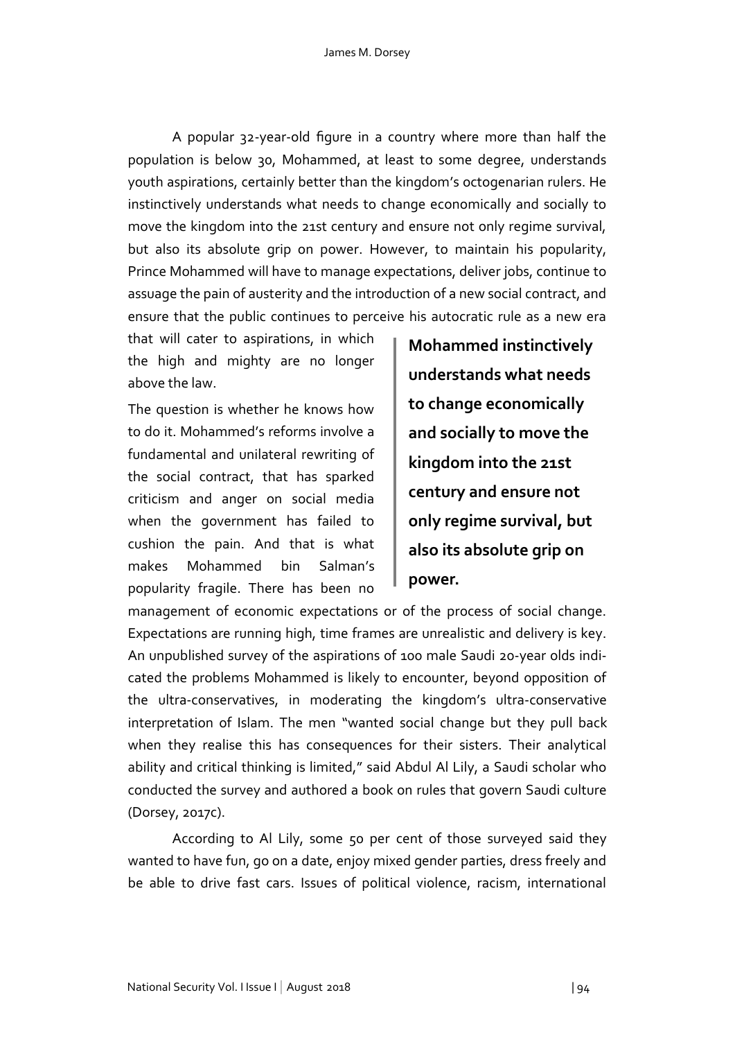A popular 32-year-old figure in a country where more than half the population is below 30, Mohammed, at least to some degree, understands youth aspirations, certainly better than the kingdom's octogenarian rulers. He instinctively understands what needs to change economically and socially to move the kingdom into the 21st century and ensure not only regime survival, but also its absolute grip on power. However, to maintain his popularity, Prince Mohammed will have to manage expectations, deliver jobs, continue to assuage the pain of austerity and the introduction of a new social contract, and ensure that the public continues to perceive his autocratic rule as a new era that will cater to aspirations, in which the high and mighty are no longer above the law.

> **Mohammed instinctively understands what needs to change economically and socially to move the kingdom into the 21st century and ensure not only regime survival, but also its absolute grip on power.**

The question is whether he knows how to do it. Mohammed's reforms involve a fundamental and unilateral rewriting of the social contract, that has sparked criticism and anger on social media when the government has failed to cushion the pain. And that is what makes Mohammed bin Salman's popularity fragile. There has been no management of economic expectations or of the process of social change. Expectations are running high, time frames are unrealistic and delivery is key. An unpublished survey of the aspirations of 100 male Saudi 20-year olds indicated the problems Mohammed is likely to encounter, beyond opposition of the ultra-conservatives, in moderating the kingdom's ultra-conservative interpretation of Islam. The men "wanted social change but they pull back when they realise this has consequences for their sisters. Their analytical ability and critical thinking is limited," said Abdul Al Lily, a Saudi scholar who conducted the survey and authored a book on rules that govern Saudi culture (Dorsey, 2017c).

According to Al Lily, some 50 per cent of those surveyed said they wanted to have fun, go on a date, enjoy mixed gender parties, dress freely and be able to drive fast cars. Issues of political violence, racism, international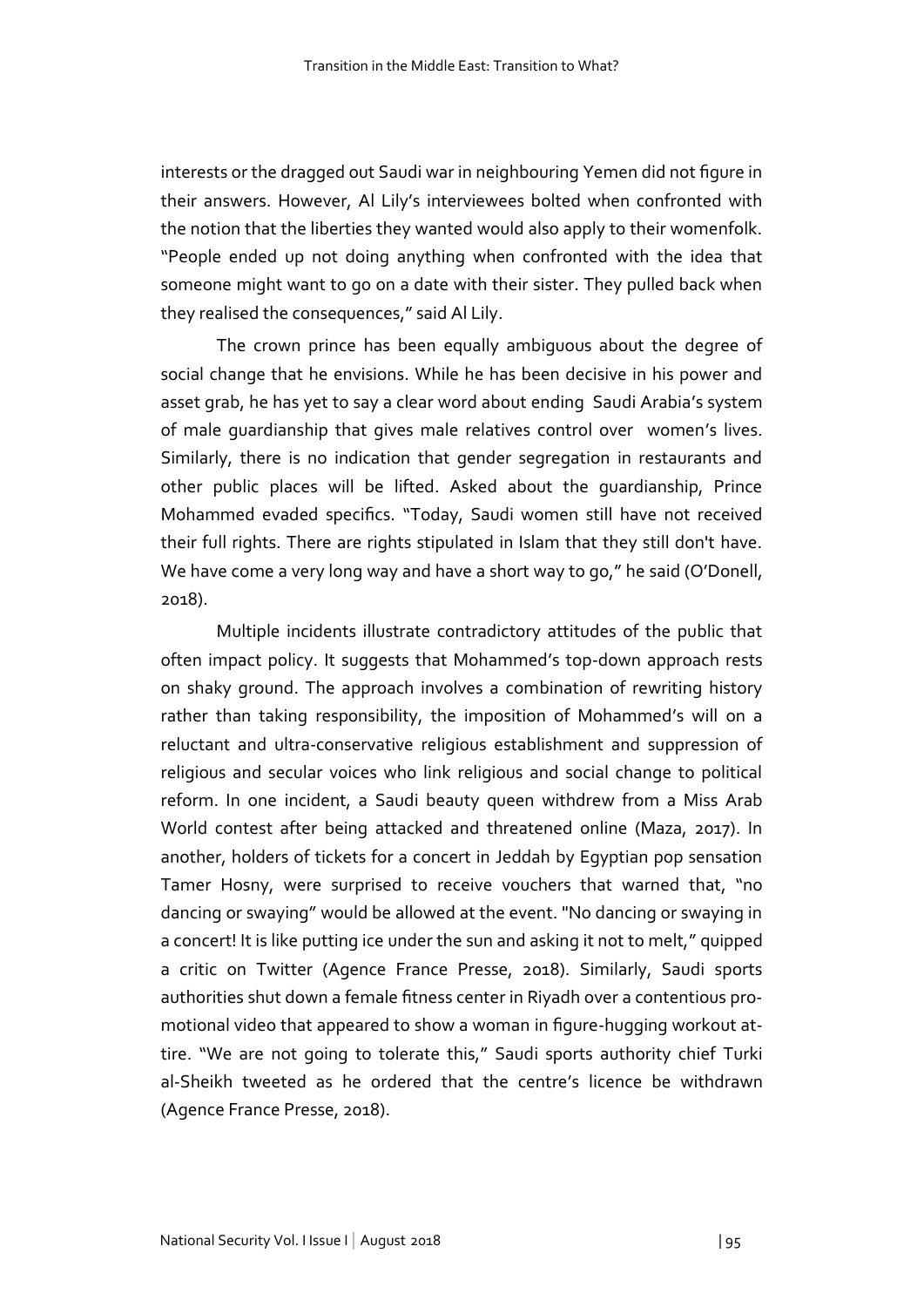interests or the dragged out Saudi war in neighbouring Yemen did not figure in their answers. However, Al Lily's interviewees bolted when confronted with the notion that the liberties they wanted would also apply to their womenfolk. "People ended up not doing anything when confronted with the idea that someone might want to go on a date with their sister. They pulled back when they realised the consequences," said Al Lily.

The crown prince has been equally ambiguous about the degree of social change that he envisions. While he has been decisive in his power and asset grab, he has yet to say a clear word about ending Saudi Arabia's system of male guardianship that gives male relatives control over women's lives. Similarly, there is no indication that gender segregation in restaurants and other public places will be lifted. Asked about the guardianship, Prince Mohammed evaded specifics. "Today, Saudi women still have not received their full rights. There are rights stipulated in Islam that they still don't have. We have come a very long way and have a short way to go," he said (O'Donell, 2018).

Multiple incidents illustrate contradictory attitudes of the public that often impact policy. It suggests that Mohammed's top-down approach rests on shaky ground. The approach involves a combination of rewriting history rather than taking responsibility, the imposition of Mohammed's will on a reluctant and ultra-conservative religious establishment and suppression of religious and secular voices who link religious and social change to political reform. In one incident, a Saudi beauty queen withdrew from a Miss Arab World contest after being attacked and threatened online (Maza, 2017). In another, holders of tickets for a concert in Jeddah by Egyptian pop sensation Tamer Hosny, were surprised to receive vouchers that warned that, "no dancing or swaying" would be allowed at the event. "No dancing or swaying in a concert! It is like putting ice under the sun and asking it not to melt," quipped a critic on Twitter (Agence France Presse, 2018). Similarly, Saudi sports authorities shut down a female fitness center in Riyadh over a contentious promotional video that appeared to show a woman in figure-hugging workout attire. "We are not going to tolerate this," Saudi sports authority chief Turki al-Sheikh tweeted as he ordered that the centre's licence be withdrawn (Agence France Presse, 2018).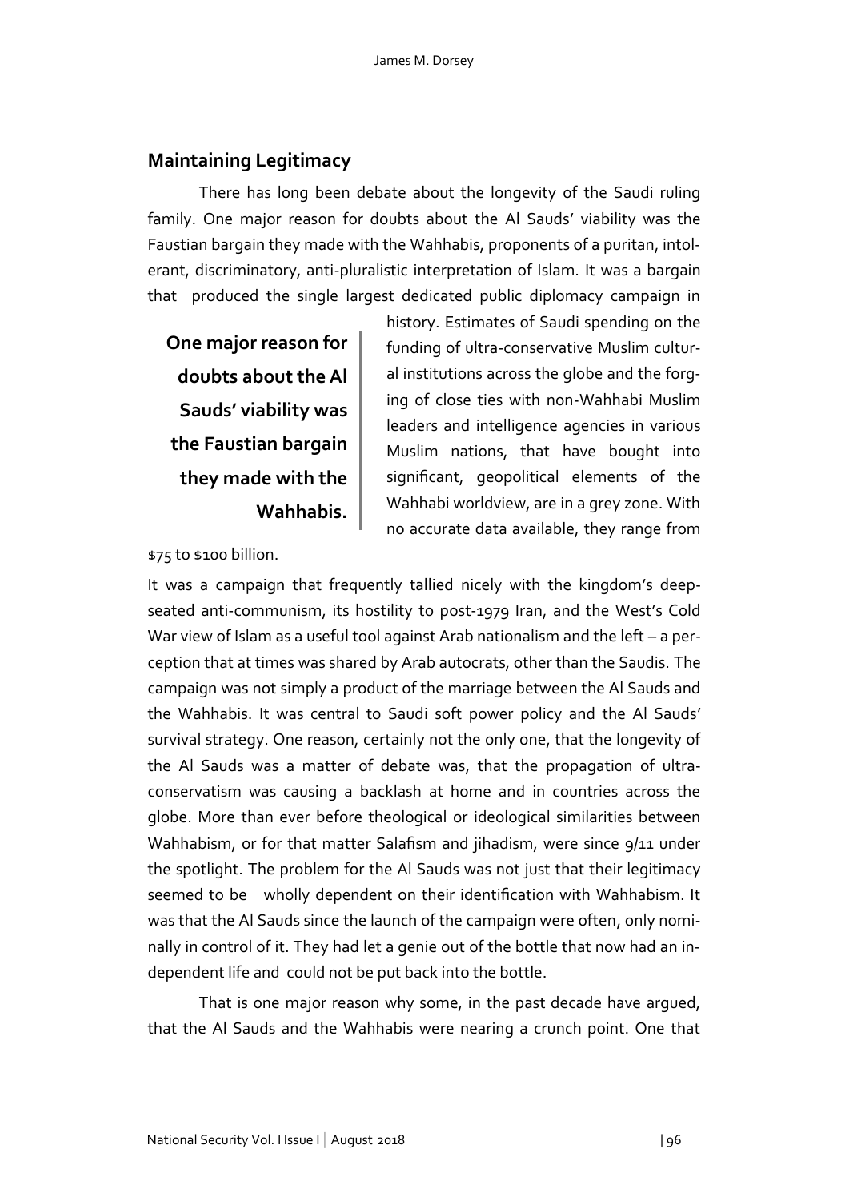## Maintaining Legitimacy

There has long been debate about the longevity of the Saudi ruling family. One major reason for doubts about the Al Sauds' viability was the Faustian bargain they made with the Wahhabis, proponents of a puritan, intolerant, discriminatory, anti-pluralistic interpretation of Islam. It was a bargain that produced the single largest dedicated public diplomacy campaign in history. Estimates of Saudi spending on the funding of ultra-conservative Muslim cultural institutions across the globe and the forging of close ties with non-Wahhabi Muslim leaders and intelligence agencies in various Muslim nations, that have bought into significant, geopolitical elements of the Wahhabi worldview, are in a grey zone. With no accurate data available, they range from $75 to $100 billion.

**One major reason for doubts about the Al Sauds' viability was the Faustian bargain they made with the Wahhabis.**

It was a campaign that frequently tallied nicely with the kingdom's deep-seated anti-communism, its hostility to post-1979 Iran, and the West's Cold War view of Islam as a useful tool against Arab nationalism and the left – a perception that at times was shared by Arab autocrats, other than the Saudis. The campaign was not simply a product of the marriage between the Al Sauds and the Wahhabis. It was central to Saudi soft power policy and the Al Sauds' survival strategy. One reason, certainly not the only one, that the longevity of the Al Sauds was a matter of debate was, that the propagation of ultra-conservatism was causing a backlash at home and in countries across the globe. More than ever before theological or ideological similarities between Wahhabism, or for that matter Salafism and jihadism, were since 9/11 under the spotlight. The problem for the Al Sauds was not just that their legitimacy seemed to be wholly dependent on their identification with Wahhabism. It was that the Al Sauds since the launch of the campaign were often, only nominally in control of it. They had let a genie out of the bottle that now had an independent life and could not be put back into the bottle.

That is one major reason why some, in the past decade have argued, that the Al Sauds and the Wahhabis were nearing a crunch point. One that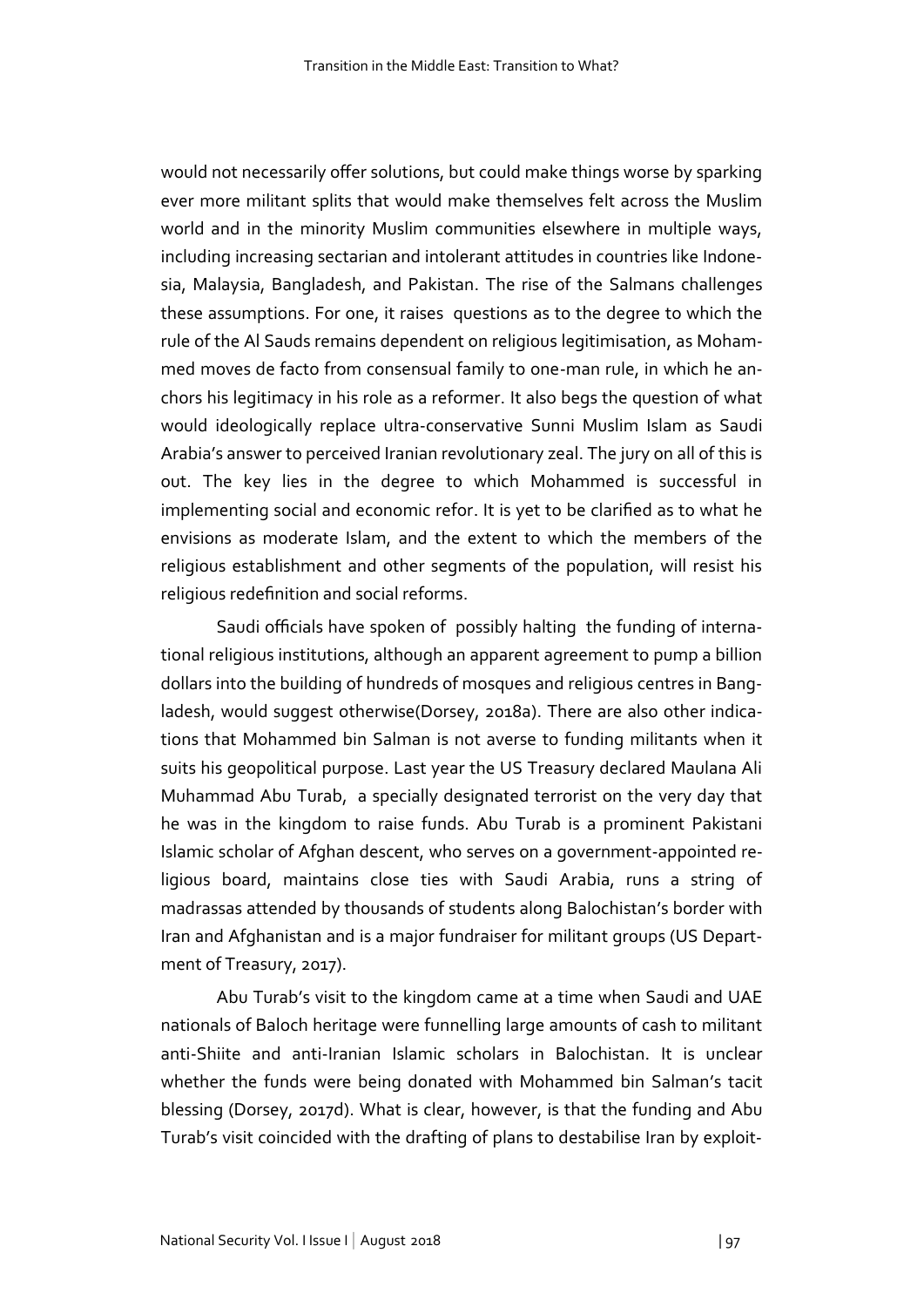would not necessarily offer solutions, but could make things worse by sparking ever more militant splits that would make themselves felt across the Muslim world and in the minority Muslim communities elsewhere in multiple ways, including increasing sectarian and intolerant attitudes in countries like Indonesia, Malaysia, Bangladesh, and Pakistan. The rise of the Salmans challenges these assumptions. For one, it raises questions as to the degree to which the rule of the Al Sauds remains dependent on religious legitimisation, as Mohammed moves de facto from consensual family to one-man rule, in which he anchors his legitimacy in his role as a reformer. It also begs the question of what would ideologically replace ultra-conservative Sunni Muslim Islam as Saudi Arabia's answer to perceived Iranian revolutionary zeal. The jury on all of this is out. The key lies in the degree to which Mohammed is successful in implementing social and economic refor. It is yet to be clarified as to what he envisions as moderate Islam, and the extent to which the members of the religious establishment and other segments of the population, will resist his religious redefinition and social reforms.

Saudi officials have spoken of possibly halting the funding of international religious institutions, although an apparent agreement to pump a billion dollars into the building of hundreds of mosques and religious centres in Bangladesh, would suggest otherwise(Dorsey, 2018a). There are also other indications that Mohammed bin Salman is not averse to funding militants when it suits his geopolitical purpose. Last year the US Treasury declared Maulana Ali Muhammad Abu Turab, a specially designated terrorist on the very day that he was in the kingdom to raise funds. Abu Turab is a prominent Pakistani Islamic scholar of Afghan descent, who serves on a government-appointed religious board, maintains close ties with Saudi Arabia, runs a string of madrassas attended by thousands of students along Balochistan's border with Iran and Afghanistan and is a major fundraiser for militant groups (US Department of Treasury, 2017).

Abu Turab's visit to the kingdom came at a time when Saudi and UAE nationals of Baloch heritage were funnelling large amounts of cash to militant anti-Shiite and anti-Iranian Islamic scholars in Balochistan. It is unclear whether the funds were being donated with Mohammed bin Salman's tacit blessing (Dorsey, 2017d). What is clear, however, is that the funding and Abu Turab's visit coincided with the drafting of plans to destabilise Iran by exploit-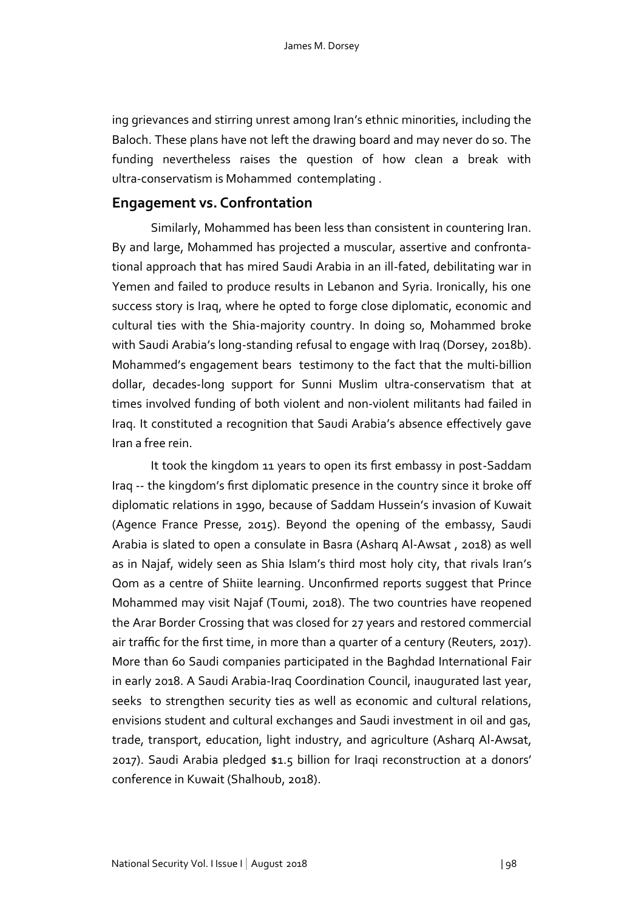ing grievances and stirring unrest among Iran's ethnic minorities, including the Baloch. These plans have not left the drawing board and may never do so. The funding nevertheless raises the question of how clean a break with ultra-conservatism is Mohammed contemplating .

## Engagement vs. Confrontation

Similarly, Mohammed has been less than consistent in countering Iran. By and large, Mohammed has projected a muscular, assertive and confrontational approach that has mired Saudi Arabia in an ill-fated, debilitating war in Yemen and failed to produce results in Lebanon and Syria. Ironically, his one success story is Iraq, where he opted to forge close diplomatic, economic and cultural ties with the Shia-majority country. In doing so, Mohammed broke with Saudi Arabia's long-standing refusal to engage with Iraq (Dorsey, 2018b). Mohammed's engagement bears testimony to the fact that the multi-billion dollar, decades-long support for Sunni Muslim ultra-conservatism that at times involved funding of both violent and non-violent militants had failed in Iraq. It constituted a recognition that Saudi Arabia's absence effectively gave Iran a free rein.

It took the kingdom 11 years to open its first embassy in post-Saddam Iraq -- the kingdom's first diplomatic presence in the country since it broke off diplomatic relations in 1990, because of Saddam Hussein's invasion of Kuwait (Agence France Presse, 2015). Beyond the opening of the embassy, Saudi Arabia is slated to open a consulate in Basra (Asharq Al-Awsat , 2018) as well as in Najaf, widely seen as Shia Islam's third most holy city, that rivals Iran's Qom as a centre of Shiite learning. Unconfirmed reports suggest that Prince Mohammed may visit Najaf (Toumi, 2018). The two countries have reopened the Arar Border Crossing that was closed for 27 years and restored commercial air traffic for the first time, in more than a quarter of a century (Reuters, 2017). More than 60 Saudi companies participated in the Baghdad International Fair in early 2018. A Saudi Arabia-Iraq Coordination Council, inaugurated last year, seeks to strengthen security ties as well as economic and cultural relations, envisions student and cultural exchanges and Saudi investment in oil and gas, trade, transport, education, light industry, and agriculture (Asharq Al-Awsat, 2017). Saudi Arabia pledged $1.5 billion for Iraqi reconstruction at a donors' conference in Kuwait (Shalhoub, 2018).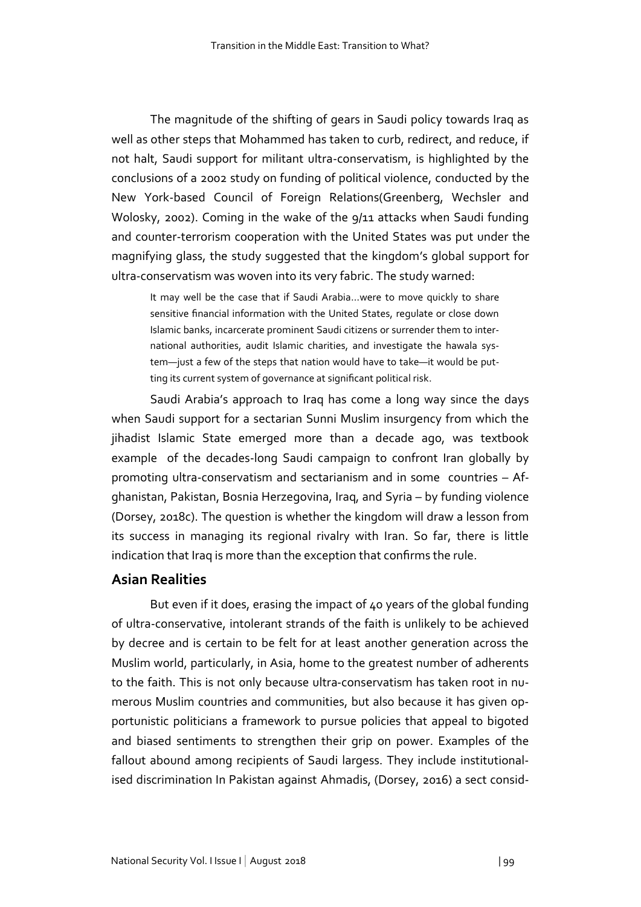The magnitude of the shifting of gears in Saudi policy towards Iraq as well as other steps that Mohammed has taken to curb, redirect, and reduce, if not halt, Saudi support for militant ultra-conservatism, is highlighted by the conclusions of a 2002 study on funding of political violence, conducted by the New York-based Council of Foreign Relations(Greenberg, Wechsler and Wolosky, 2002). Coming in the wake of the 9/11 attacks when Saudi funding and counter-terrorism cooperation with the United States was put under the magnifying glass, the study suggested that the kingdom's global support for ultra-conservatism was woven into its very fabric. The study warned:

> It may well be the case that if Saudi Arabia…were to move quickly to share sensitive financial information with the United States, regulate or close down Islamic banks, incarcerate prominent Saudi citizens or surrender them to international authorities, audit Islamic charities, and investigate the hawala system—just a few of the steps that nation would have to take—it would be putting its current system of governance at significant political risk.

Saudi Arabia's approach to Iraq has come a long way since the days when Saudi support for a sectarian Sunni Muslim insurgency from which the jihadist Islamic State emerged more than a decade ago, was textbook example of the decades-long Saudi campaign to confront Iran globally by promoting ultra-conservatism and sectarianism and in some countries – Afghanistan, Pakistan, Bosnia Herzegovina, Iraq, and Syria – by funding violence (Dorsey, 2018c). The question is whether the kingdom will draw a lesson from its success in managing its regional rivalry with Iran. So far, there is little indication that Iraq is more than the exception that confirms the rule.

## Asian Realities

But even if it does, erasing the impact of 40 years of the global funding of ultra-conservative, intolerant strands of the faith is unlikely to be achieved by decree and is certain to be felt for at least another generation across the Muslim world, particularly, in Asia, home to the greatest number of adherents to the faith. This is not only because ultra-conservatism has taken root in numerous Muslim countries and communities, but also because it has given opportunistic politicians a framework to pursue policies that appeal to bigoted and biased sentiments to strengthen their grip on power. Examples of the fallout abound among recipients of Saudi largess. They include institutionalised discrimination In Pakistan against Ahmadis, (Dorsey, 2016) a sect consid-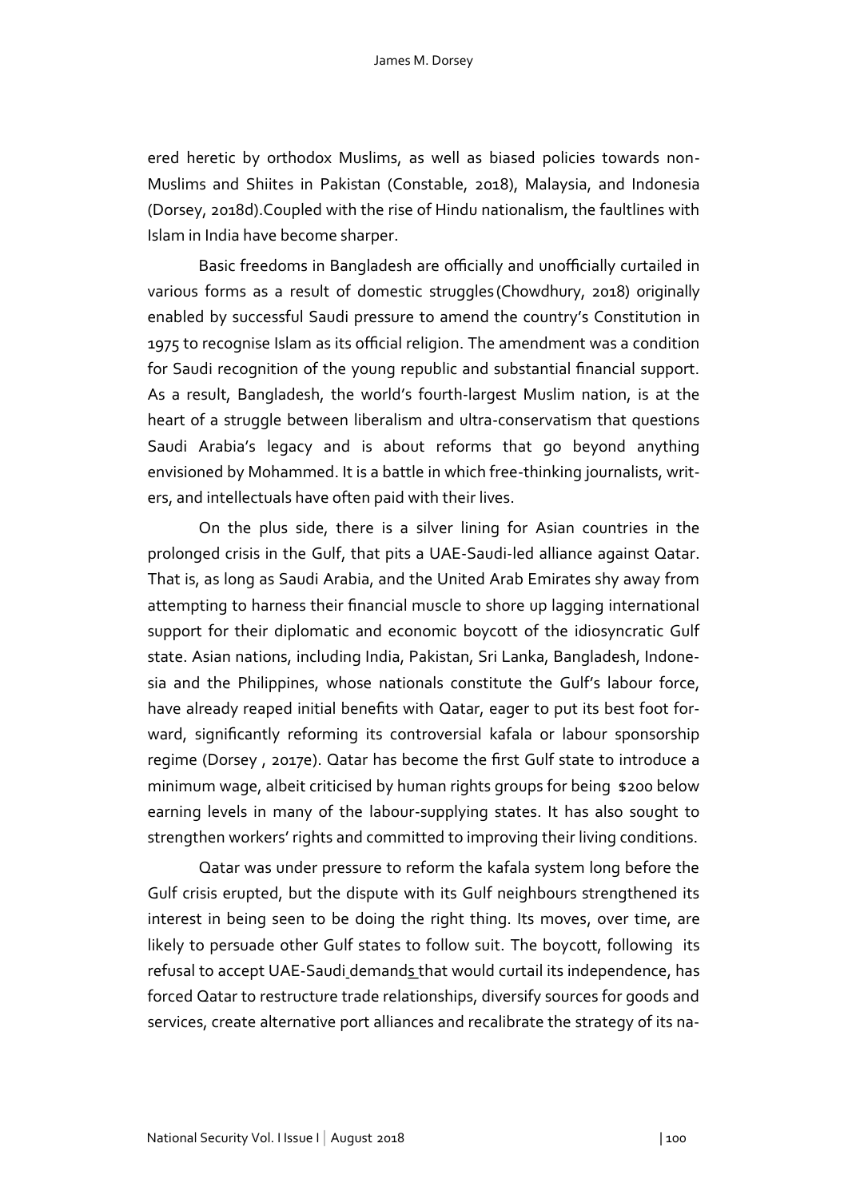ered heretic by orthodox Muslims, as well as biased policies towards non-Muslims and Shiites in Pakistan (Constable, 2018), Malaysia, and Indonesia (Dorsey, 2018d).Coupled with the rise of Hindu nationalism, the faultlines with Islam in India have become sharper.

Basic freedoms in Bangladesh are officially and unofficially curtailed in various forms as a result of domestic struggles (Chowdhury, 2018) originally enabled by successful Saudi pressure to amend the country's Constitution in 1975 to recognise Islam as its official religion. The amendment was a condition for Saudi recognition of the young republic and substantial financial support. As a result, Bangladesh, the world's fourth-largest Muslim nation, is at the heart of a struggle between liberalism and ultra-conservatism that questions Saudi Arabia's legacy and is about reforms that go beyond anything envisioned by Mohammed. It is a battle in which free-thinking journalists, writers, and intellectuals have often paid with their lives.

On the plus side, there is a silver lining for Asian countries in the prolonged crisis in the Gulf, that pits a UAE-Saudi-led alliance against Qatar. That is, as long as Saudi Arabia, and the United Arab Emirates shy away from attempting to harness their financial muscle to shore up lagging international support for their diplomatic and economic boycott of the idiosyncratic Gulf state. Asian nations, including India, Pakistan, Sri Lanka, Bangladesh, Indonesia and the Philippines, whose nationals constitute the Gulf's labour force, have already reaped initial benefits with Qatar, eager to put its best foot forward, significantly reforming its controversial kafala or labour sponsorship regime (Dorsey , 2017e). Qatar has become the first Gulf state to introduce a minimum wage, albeit criticised by human rights groups for being $200 below earning levels in many of the labour-supplying states. It has also sought to strengthen workers' rights and committed to improving their living conditions.

Qatar was under pressure to reform the kafala system long before the Gulf crisis erupted, but the dispute with its Gulf neighbours strengthened its interest in being seen to be doing the right thing. Its moves, over time, are likely to persuade other Gulf states to follow suit. The boycott, following its refusal to accept UAE-Saudi demands that would curtail its independence, has forced Qatar to restructure trade relationships, diversify sources for goods and services, create alternative port alliances and recalibrate the strategy of its na-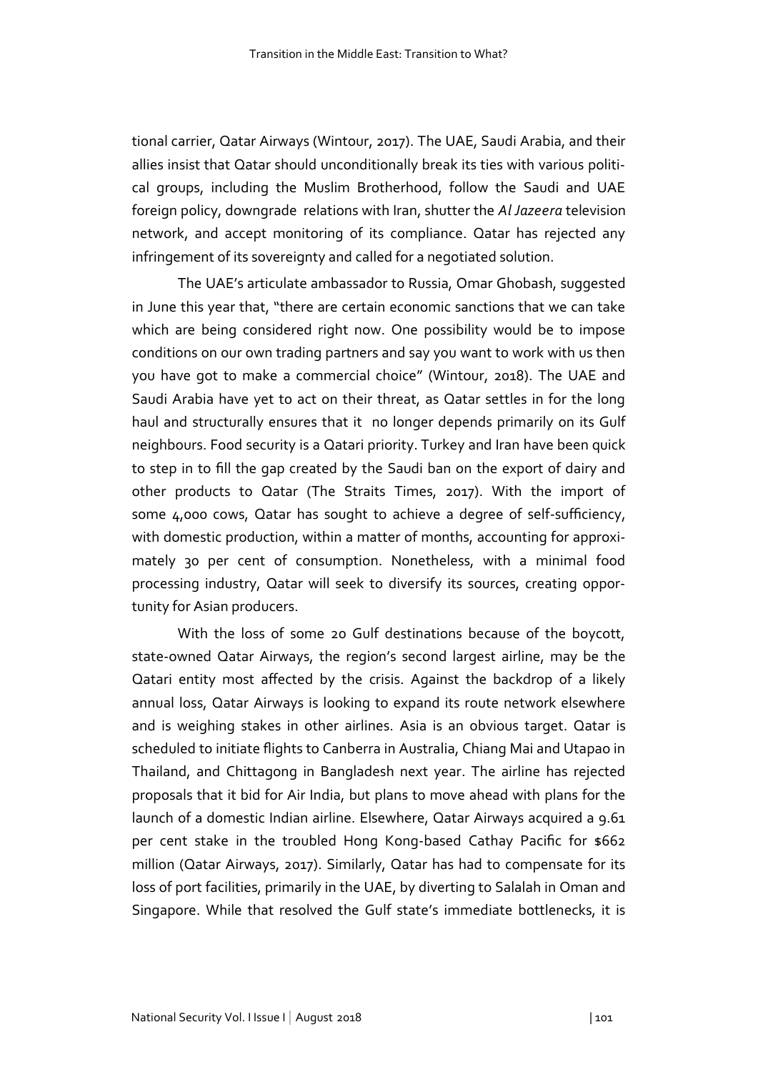tional carrier, Qatar Airways (Wintour, 2017). The UAE, Saudi Arabia, and their allies insist that Qatar should unconditionally break its ties with various political groups, including the Muslim Brotherhood, follow the Saudi and UAE foreign policy, downgrade relations with Iran, shutter the *Al Jazeera* television network, and accept monitoring of its compliance. Qatar has rejected any infringement of its sovereignty and called for a negotiated solution.

The UAE's articulate ambassador to Russia, Omar Ghobash, suggested in June this year that, "there are certain economic sanctions that we can take which are being considered right now. One possibility would be to impose conditions on our own trading partners and say you want to work with us then you have got to make a commercial choice" (Wintour, 2018). The UAE and Saudi Arabia have yet to act on their threat, as Qatar settles in for the long haul and structurally ensures that it no longer depends primarily on its Gulf neighbours. Food security is a Qatari priority. Turkey and Iran have been quick to step in to fill the gap created by the Saudi ban on the export of dairy and other products to Qatar (The Straits Times, 2017). With the import of some 4,000 cows, Qatar has sought to achieve a degree of self-sufficiency, with domestic production, within a matter of months, accounting for approximately 30 per cent of consumption. Nonetheless, with a minimal food processing industry, Qatar will seek to diversify its sources, creating opportunity for Asian producers.

With the loss of some 20 Gulf destinations because of the boycott, state-owned Qatar Airways, the region's second largest airline, may be the Qatari entity most affected by the crisis. Against the backdrop of a likely annual loss, Qatar Airways is looking to expand its route network elsewhere and is weighing stakes in other airlines. Asia is an obvious target. Qatar is scheduled to initiate flights to Canberra in Australia, Chiang Mai and Utapao in Thailand, and Chittagong in Bangladesh next year. The airline has rejected proposals that it bid for Air India, but plans to move ahead with plans for the launch of a domestic Indian airline. Elsewhere, Qatar Airways acquired a 9.61 per cent stake in the troubled Hong Kong-based Cathay Pacific for $662 million (Qatar Airways, 2017). Similarly, Qatar has had to compensate for its loss of port facilities, primarily in the UAE, by diverting to Salalah in Oman and Singapore. While that resolved the Gulf state's immediate bottlenecks, it is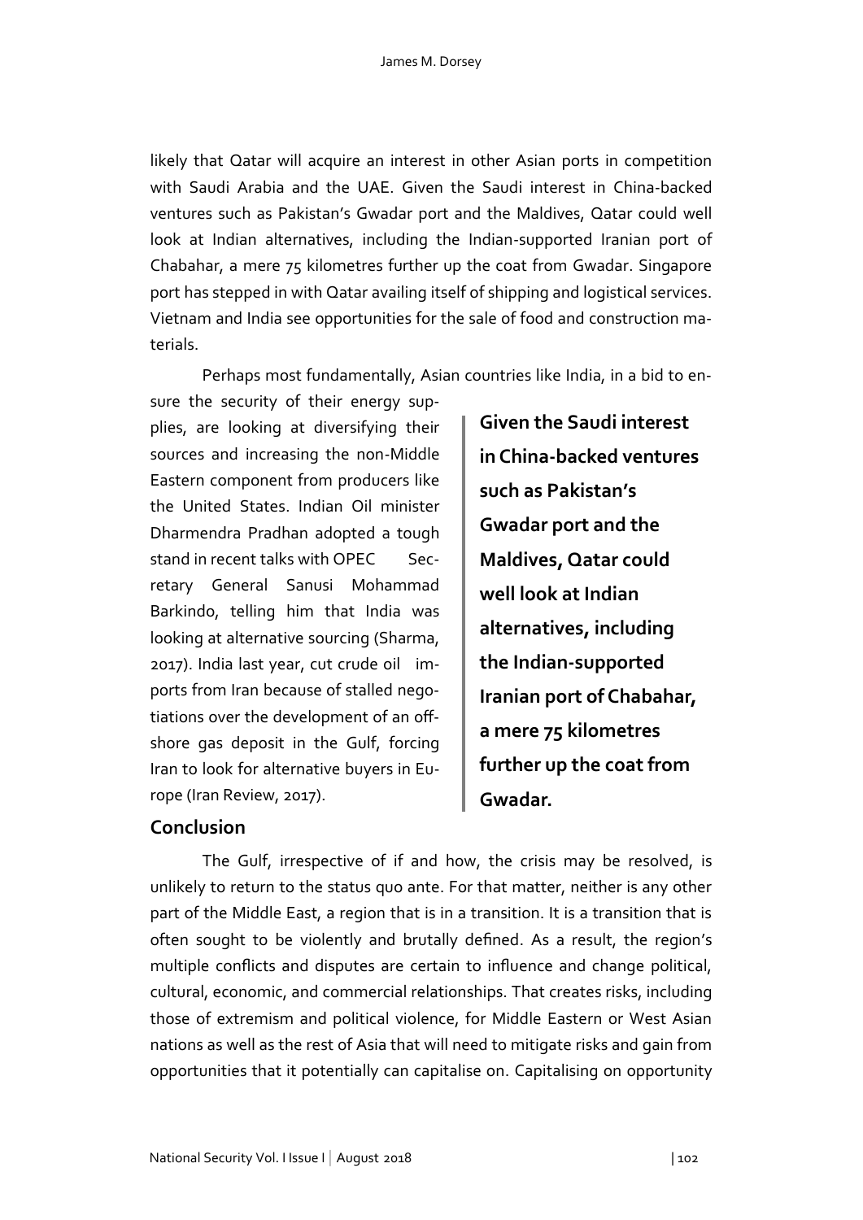likely that Qatar will acquire an interest in other Asian ports in competition with Saudi Arabia and the UAE. Given the Saudi interest in China-backed ventures such as Pakistan's Gwadar port and the Maldives, Qatar could well look at Indian alternatives, including the Indian-supported Iranian port of Chabahar, a mere 75 kilometres further up the coat from Gwadar. Singapore port has stepped in with Qatar availing itself of shipping and logistical services. Vietnam and India see opportunities for the sale of food and construction materials.

Perhaps most fundamentally, Asian countries like India, in a bid to ensure the security of their energy supplies, are looking at diversifying their sources and increasing the non-Middle Eastern component from producers like the United States. Indian Oil minister Dharmendra Pradhan adopted a tough stand in recent talks with OPEC Secretary General Sanusi Mohammad Barkindo, telling him that India was looking at alternative sourcing (Sharma, 2017). India last year, cut crude oil imports from Iran because of stalled negotiations over the development of an off-shore gas deposit in the Gulf, forcing Iran to look for alternative buyers in Europe (Iran Review, 2017).

> **Given the Saudi interest in China-backed ventures such as Pakistan's Gwadar port and the Maldives, Qatar could well look at Indian alternatives, including the Indian-supported Iranian port of Chabahar, a mere 75 kilometres further up the coat from Gwadar.**

## Conclusion

The Gulf, irrespective of if and how, the crisis may be resolved, is unlikely to return to the status quo ante. For that matter, neither is any other part of the Middle East, a region that is in a transition. It is a transition that is often sought to be violently and brutally defined. As a result, the region's multiple conflicts and disputes are certain to influence and change political, cultural, economic, and commercial relationships. That creates risks, including those of extremism and political violence, for Middle Eastern or West Asian nations as well as the rest of Asia that will need to mitigate risks and gain from opportunities that it potentially can capitalise on. Capitalising on opportunity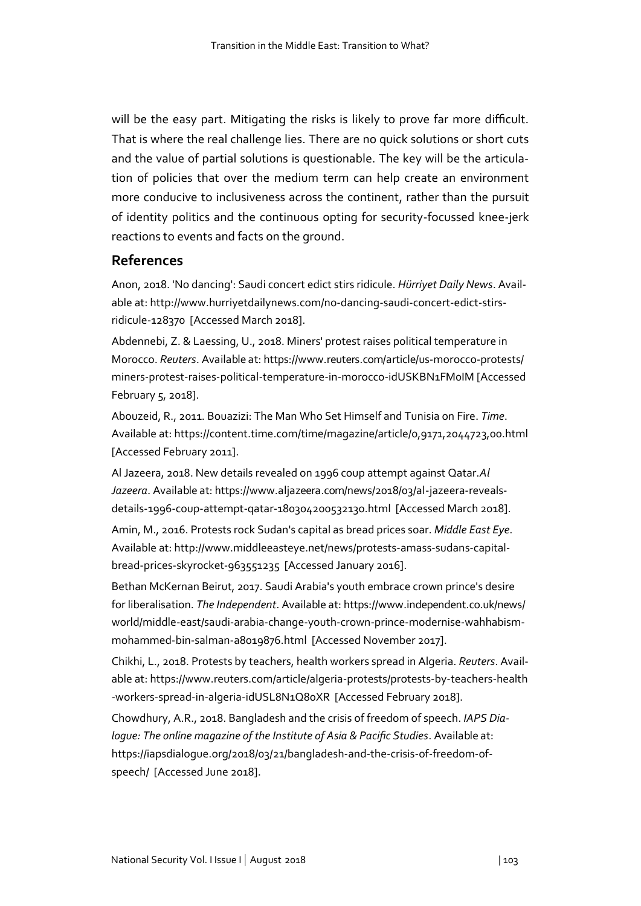will be the easy part. Mitigating the risks is likely to prove far more difficult. That is where the real challenge lies. There are no quick solutions or short cuts and the value of partial solutions is questionable. The key will be the articulation of policies that over the medium term can help create an environment more conducive to inclusiveness across the continent, rather than the pursuit of identity politics and the continuous opting for security-focussed knee-jerk reactions to events and facts on the ground.

## References

Anon, 2018. 'No dancing': Saudi concert edict stirs ridicule. *Hürriyet Daily News*. Available at: http://www.hurriyetdailynews.com/no-dancing-saudi-concert-edict-stirs-ridicule-128370 [Accessed March 2018].

Abdennebi, Z. & Laessing, U., 2018. Miners' protest raises political temperature in Morocco. *Reuters*. Available at: https://www.reuters.com/article/us-morocco-protests/miners-protest-raises-political-temperature-in-morocco-idUSKBN1FM0IM [Accessed February 5, 2018].

Abouzeid, R., 2011. Bouazizi: The Man Who Set Himself and Tunisia on Fire. *Time*. Available at: https://content.time.com/time/magazine/article/0,9171,2044723,00.html [Accessed February 2011].

Al Jazeera, 2018. New details revealed on 1996 coup attempt against Qatar.*Al Jazeera*. Available at: https://www.aljazeera.com/news/2018/03/al-jazeera-reveals-details-1996-coup-attempt-qatar-180304200532130.html [Accessed March 2018].

Amin, M., 2016. Protests rock Sudan's capital as bread prices soar. *Middle East Eye*. Available at: http://www.middleeasteye.net/news/protests-amass-sudans-capital-bread-prices-skyrocket-963551235 [Accessed January 2016].

Bethan McKernan Beirut, 2017. Saudi Arabia's youth embrace crown prince's desire for liberalisation. *The Independent*. Available at: https://www.independent.co.uk/news/world/middle-east/saudi-arabia-change-youth-crown-prince-modernise-wahhabism-mohammed-bin-salman-a8019876.html [Accessed November 2017].

Chikhi, L., 2018. Protests by teachers, health workers spread in Algeria. *Reuters*. Available at: https://www.reuters.com/article/algeria-protests/protests-by-teachers-health-workers-spread-in-algeria-idUSL8N1Q80XR [Accessed February 2018].

Chowdhury, A.R., 2018. Bangladesh and the crisis of freedom of speech. *IAPS Dialogue: The online magazine of the Institute of Asia & Pacific Studies*. Available at: https://iapsdialogue.org/2018/03/21/bangladesh-and-the-crisis-of-freedom-of-speech/ [Accessed June 2018].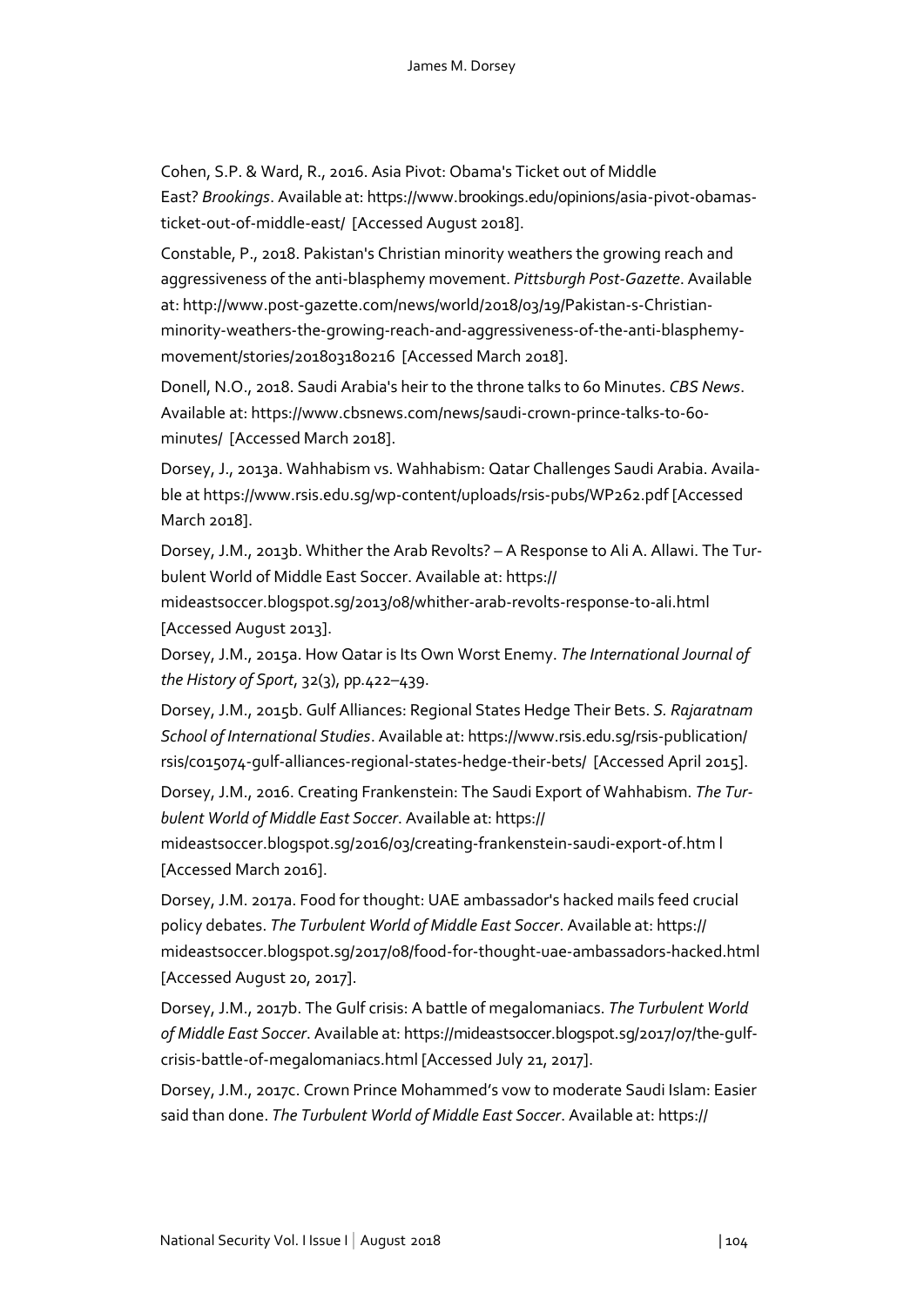Cohen, S.P. & Ward, R., 2016. Asia Pivot: Obama's Ticket out of Middle East? *Brookings*. Available at: https://www.brookings.edu/opinions/asia-pivot-obamas-ticket-out-of-middle-east/ [Accessed August 2018].

Constable, P., 2018. Pakistan's Christian minority weathers the growing reach and aggressiveness of the anti-blasphemy movement. *Pittsburgh Post-Gazette*. Available at: http://www.post-gazette.com/news/world/2018/03/19/Pakistan-s-Christian-minority-weathers-the-growing-reach-and-aggressiveness-of-the-anti-blasphemy-movement/stories/201803180216 [Accessed March 2018].

Donell, N.O., 2018. Saudi Arabia's heir to the throne talks to 60 Minutes. *CBS News*. Available at: https://www.cbsnews.com/news/saudi-crown-prince-talks-to-60-minutes/ [Accessed March 2018].

Dorsey, J., 2013a. Wahhabism vs. Wahhabism: Qatar Challenges Saudi Arabia. Available at https://www.rsis.edu.sg/wp-content/uploads/rsis-pubs/WP262.pdf [Accessed March 2018].

Dorsey, J.M., 2013b. Whither the Arab Revolts? – A Response to Ali A. Allawi. The Turbulent World of Middle East Soccer. Available at: https://mideastsoccer.blogspot.sg/2013/08/whither-arab-revolts-response-to-ali.html [Accessed August 2013].

Dorsey, J.M., 2015a. How Qatar is Its Own Worst Enemy. *The International Journal of the History of Sport*, 32(3), pp.422–439.

Dorsey, J.M., 2015b. Gulf Alliances: Regional States Hedge Their Bets. *S. Rajaratnam School of International Studies*. Available at: https://www.rsis.edu.sg/rsis-publication/rsis/co15074-gulf-alliances-regional-states-hedge-their-bets/ [Accessed April 2015].

Dorsey, J.M., 2016. Creating Frankenstein: The Saudi Export of Wahhabism. *The Turbulent World of Middle East Soccer*. Available at: https://mideastsoccer.blogspot.sg/2016/03/creating-frankenstein-saudi-export-of.htm l [Accessed March 2016].

Dorsey, J.M. 2017a. Food for thought: UAE ambassador's hacked mails feed crucial policy debates. *The Turbulent World of Middle East Soccer*. Available at: https://mideastsoccer.blogspot.sg/2017/08/food-for-thought-uae-ambassadors-hacked.html [Accessed August 20, 2017].

Dorsey, J.M., 2017b. The Gulf crisis: A battle of megalomaniacs. *The Turbulent World of Middle East Soccer*. Available at: https://mideastsoccer.blogspot.sg/2017/07/the-gulf-crisis-battle-of-megalomaniacs.html [Accessed July 21, 2017].

Dorsey, J.M., 2017c. Crown Prince Mohammed's vow to moderate Saudi Islam: Easier said than done. *The Turbulent World of Middle East Soccer*. Available at: https://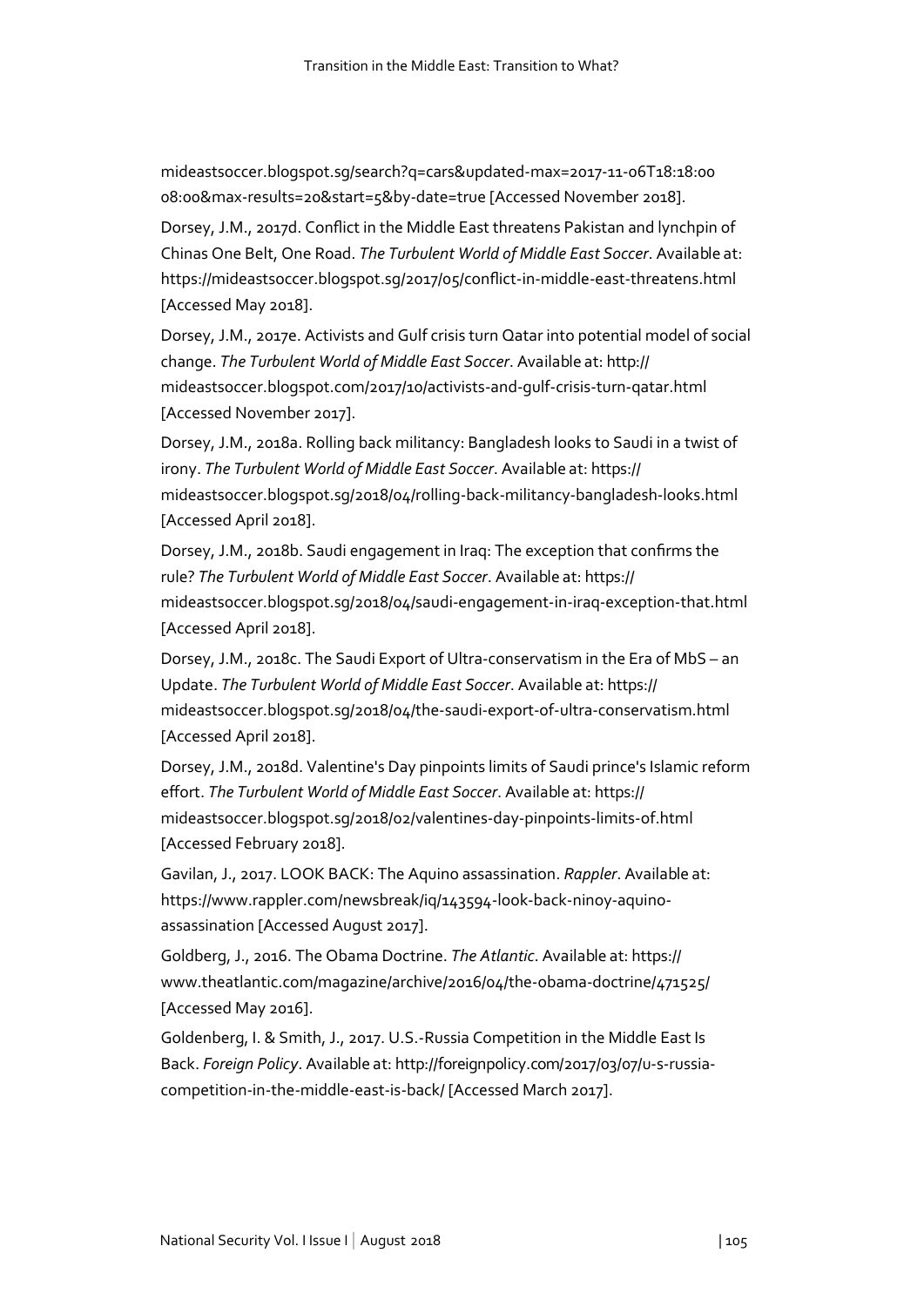mideastsoccer.blogspot.sg/search?q=cars&updated-max=2017-11-06T18:18:00 08:00&max-results=20&start=5&by-date=true [Accessed November 2018].

Dorsey, J.M., 2017d. Conflict in the Middle East threatens Pakistan and lynchpin of Chinas One Belt, One Road. *The Turbulent World of Middle East Soccer*. Available at: https://mideastsoccer.blogspot.sg/2017/05/conflict-in-middle-east-threatens.html [Accessed May 2018].

Dorsey, J.M., 2017e. Activists and Gulf crisis turn Qatar into potential model of social change. *The Turbulent World of Middle East Soccer*. Available at: http://mideastsoccer.blogspot.com/2017/10/activists-and-gulf-crisis-turn-qatar.html [Accessed November 2017].

Dorsey, J.M., 2018a. Rolling back militancy: Bangladesh looks to Saudi in a twist of irony. *The Turbulent World of Middle East Soccer*. Available at: https://mideastsoccer.blogspot.sg/2018/04/rolling-back-militancy-bangladesh-looks.html [Accessed April 2018].

Dorsey, J.M., 2018b. Saudi engagement in Iraq: The exception that confirms the rule? *The Turbulent World of Middle East Soccer*. Available at: https://mideastsoccer.blogspot.sg/2018/04/saudi-engagement-in-iraq-exception-that.html [Accessed April 2018].

Dorsey, J.M., 2018c. The Saudi Export of Ultra-conservatism in the Era of MbS – an Update. *The Turbulent World of Middle East Soccer*. Available at: https://mideastsoccer.blogspot.sg/2018/04/the-saudi-export-of-ultra-conservatism.html [Accessed April 2018].

Dorsey, J.M., 2018d. Valentine's Day pinpoints limits of Saudi prince's Islamic reform effort. *The Turbulent World of Middle East Soccer*. Available at: https://mideastsoccer.blogspot.sg/2018/02/valentines-day-pinpoints-limits-of.html [Accessed February 2018].

Gavilan, J., 2017. LOOK BACK: The Aquino assassination. *Rappler*. Available at: https://www.rappler.com/newsbreak/iq/143594-look-back-ninoy-aquino-assassination [Accessed August 2017].

Goldberg, J., 2016. The Obama Doctrine. *The Atlantic*. Available at: https://www.theatlantic.com/magazine/archive/2016/04/the-obama-doctrine/471525/ [Accessed May 2016].

Goldenberg, I. & Smith, J., 2017. U.S.-Russia Competition in the Middle East Is Back. *Foreign Policy*. Available at: http://foreignpolicy.com/2017/03/07/u-s-russia-competition-in-the-middle-east-is-back/ [Accessed March 2017].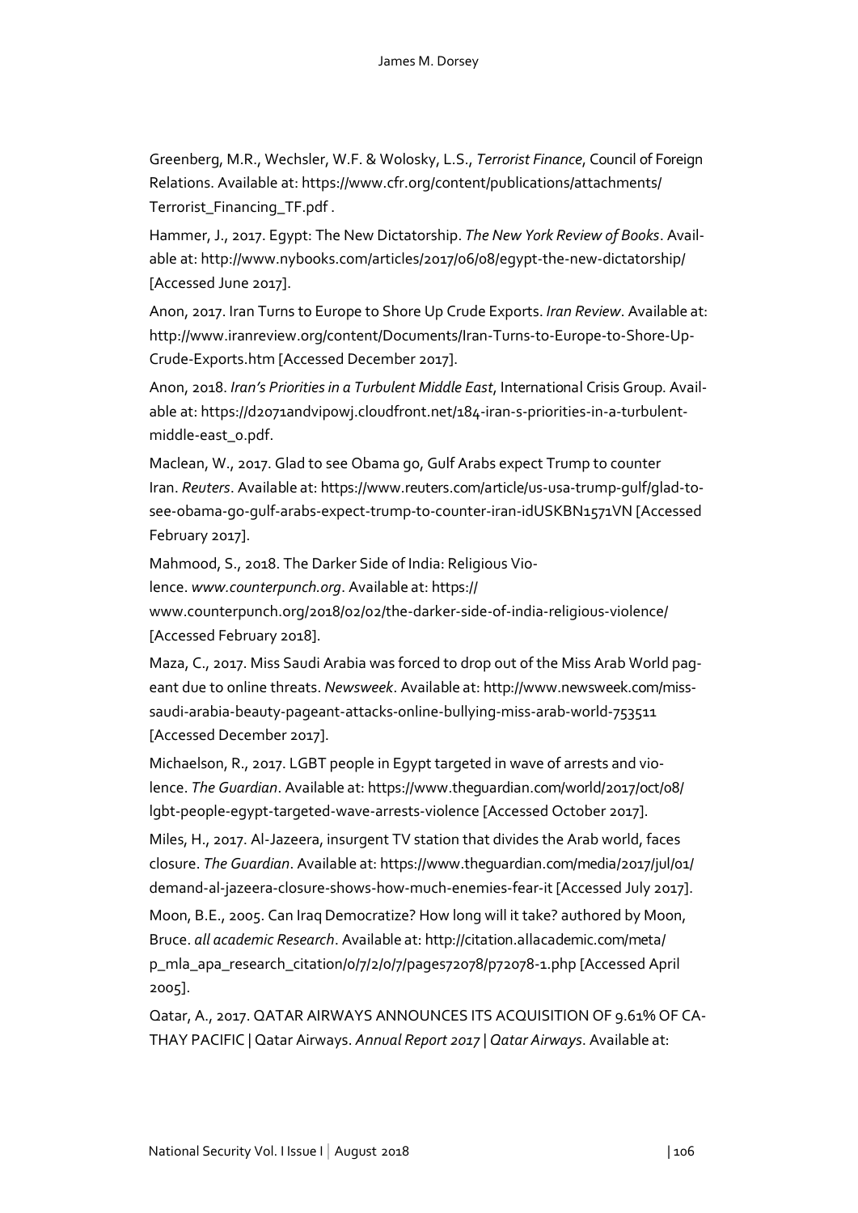Greenberg, M.R., Wechsler, W.F. & Wolosky, L.S., *Terrorist Finance*, Council of Foreign Relations. Available at: https://www.cfr.org/content/publications/attachments/Terrorist_Financing_TF.pdf .

Hammer, J., 2017. Egypt: The New Dictatorship. *The New York Review of Books*. Available at: http://www.nybooks.com/articles/2017/06/08/egypt-the-new-dictatorship/ [Accessed June 2017].

Anon, 2017. Iran Turns to Europe to Shore Up Crude Exports. *Iran Review*. Available at: http://www.iranreview.org/content/Documents/Iran-Turns-to-Europe-to-Shore-Up-Crude-Exports.htm [Accessed December 2017].

Anon, 2018. *Iran's Priorities in a Turbulent Middle East*, International Crisis Group. Available at: https://d2071andvipowj.cloudfront.net/184-iran-s-priorities-in-a-turbulent-middle-east_0.pdf.

Maclean, W., 2017. Glad to see Obama go, Gulf Arabs expect Trump to counter Iran. *Reuters*. Available at: https://www.reuters.com/article/us-usa-trump-gulf/glad-to-see-obama-go-gulf-arabs-expect-trump-to-counter-iran-idUSKBN1571VN [Accessed February 2017].

Mahmood, S., 2018. The Darker Side of India: Religious Violence. *www.counterpunch.org*. Available at: https://www.counterpunch.org/2018/02/02/the-darker-side-of-india-religious-violence/ [Accessed February 2018].

Maza, C., 2017. Miss Saudi Arabia was forced to drop out of the Miss Arab World pageant due to online threats. *Newsweek*. Available at: http://www.newsweek.com/miss-saudi-arabia-beauty-pageant-attacks-online-bullying-miss-arab-world-753511 [Accessed December 2017].

Michaelson, R., 2017. LGBT people in Egypt targeted in wave of arrests and violence. *The Guardian*. Available at: https://www.theguardian.com/world/2017/oct/08/lgbt-people-egypt-targeted-wave-arrests-violence [Accessed October 2017].

Miles, H., 2017. Al-Jazeera, insurgent TV station that divides the Arab world, faces closure. *The Guardian*. Available at: https://www.theguardian.com/media/2017/jul/01/demand-al-jazeera-closure-shows-how-much-enemies-fear-it [Accessed July 2017].

Moon, B.E., 2005. Can Iraq Democratize? How long will it take? authored by Moon, Bruce. *all academic Research*. Available at: http://citation.allacademic.com/meta/p_mla_apa_research_citation/0/7/2/0/7/pages72078/p72078-1.php [Accessed April 2005].

Qatar, A., 2017. QATAR AIRWAYS ANNOUNCES ITS ACQUISITION OF 9.61% OF CATHAY PACIFIC | Qatar Airways. *Annual Report 2017 | Qatar Airways*. Available at: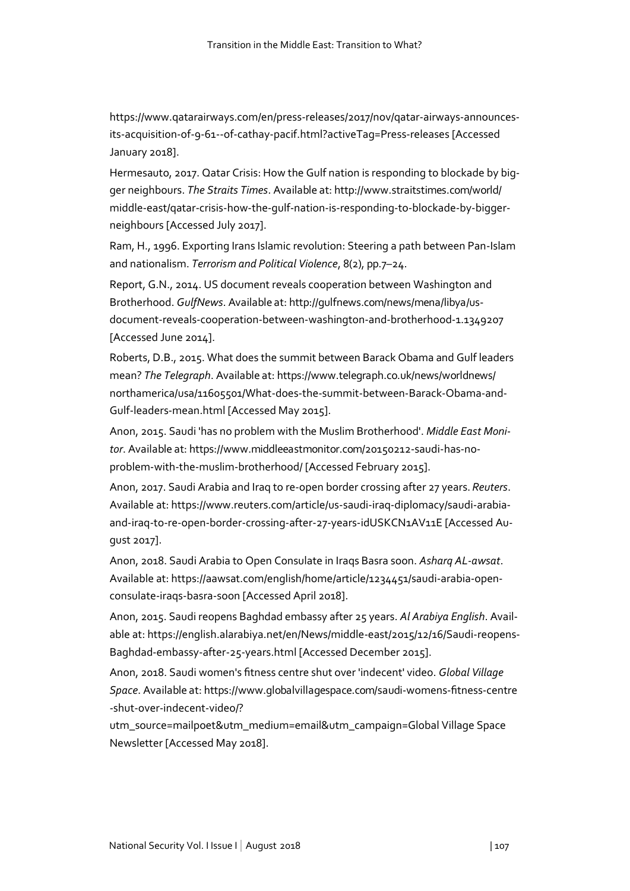https://www.qatarairways.com/en/press-releases/2017/nov/qatar-airways-announces-its-acquisition-of-9-61--of-cathay-pacif.html?activeTag=Press-releases [Accessed January 2018].

Hermesauto, 2017. Qatar Crisis: How the Gulf nation is responding to blockade by bigger neighbours. *The Straits Times*. Available at: http://www.straitstimes.com/world/middle-east/qatar-crisis-how-the-gulf-nation-is-responding-to-blockade-by-bigger-neighbours [Accessed July 2017].

Ram, H., 1996. Exporting Irans Islamic revolution: Steering a path between Pan-Islam and nationalism. *Terrorism and Political Violence*, 8(2), pp.7–24.

Report, G.N., 2014. US document reveals cooperation between Washington and Brotherhood. *GulfNews*. Available at: http://gulfnews.com/news/mena/libya/us-document-reveals-cooperation-between-washington-and-brotherhood-1.1349207 [Accessed June 2014].

Roberts, D.B., 2015. What does the summit between Barack Obama and Gulf leaders mean? *The Telegraph*. Available at: https://www.telegraph.co.uk/news/worldnews/northamerica/usa/11605501/What-does-the-summit-between-Barack-Obama-and-Gulf-leaders-mean.html [Accessed May 2015].

Anon, 2015. Saudi 'has no problem with the Muslim Brotherhood'. *Middle East Monitor*. Available at: https://www.middleeastmonitor.com/20150212-saudi-has-no-problem-with-the-muslim-brotherhood/ [Accessed February 2015].

Anon, 2017. Saudi Arabia and Iraq to re-open border crossing after 27 years. *Reuters*. Available at: https://www.reuters.com/article/us-saudi-iraq-diplomacy/saudi-arabia-and-iraq-to-re-open-border-crossing-after-27-years-idUSKCN1AV11E [Accessed August 2017].

Anon, 2018. Saudi Arabia to Open Consulate in Iraqs Basra soon. *Asharq AL-awsat*. Available at: https://aawsat.com/english/home/article/1234451/saudi-arabia-open-consulate-iraqs-basra-soon [Accessed April 2018].

Anon, 2015. Saudi reopens Baghdad embassy after 25 years. *Al Arabiya English*. Available at: https://english.alarabiya.net/en/News/middle-east/2015/12/16/Saudi-reopens-Baghdad-embassy-after-25-years.html [Accessed December 2015].

Anon, 2018. Saudi women's fitness centre shut over 'indecent' video. *Global Village Space*. Available at: https://www.globalvillagespace.com/saudi-womens-fitness-centre-shut-over-indecent-video/?utm_source=mailpoet&utm_medium=email&utm_campaign=Global Village Space Newsletter [Accessed May 2018].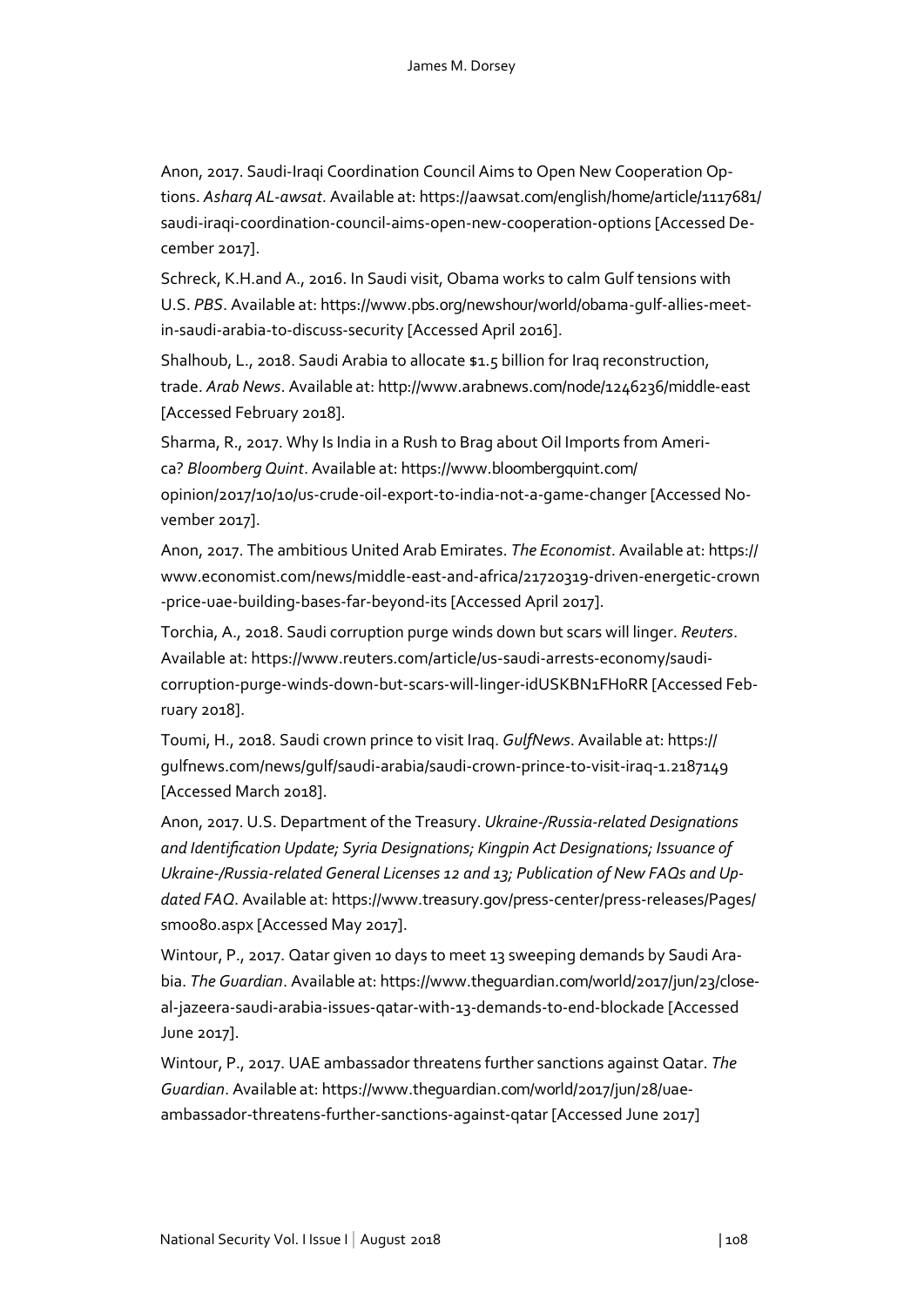Anon, 2017. Saudi-Iraqi Coordination Council Aims to Open New Cooperation Options. *Asharq AL-awsat*. Available at: https://aawsat.com/english/home/article/1117681/saudi-iraqi-coordination-council-aims-open-new-cooperation-options [Accessed December 2017].

Schreck, K.H.and A., 2016. In Saudi visit, Obama works to calm Gulf tensions with U.S. *PBS*. Available at: https://www.pbs.org/newshour/world/obama-gulf-allies-meet-in-saudi-arabia-to-discuss-security [Accessed April 2016].

Shalhoub, L., 2018. Saudi Arabia to allocate $1.5 billion for Iraq reconstruction, trade. *Arab News*. Available at: http://www.arabnews.com/node/1246236/middle-east [Accessed February 2018].

Sharma, R., 2017. Why Is India in a Rush to Brag about Oil Imports from America? *Bloomberg Quint*. Available at: https://www.bloombergquint.com/opinion/2017/10/10/us-crude-oil-export-to-india-not-a-game-changer [Accessed November 2017].

Anon, 2017. The ambitious United Arab Emirates. *The Economist*. Available at: https://www.economist.com/news/middle-east-and-africa/21720319-driven-energetic-crown-price-uae-building-bases-far-beyond-its [Accessed April 2017].

Torchia, A., 2018. Saudi corruption purge winds down but scars will linger. *Reuters*. Available at: https://www.reuters.com/article/us-saudi-arrests-economy/saudi-corruption-purge-winds-down-but-scars-will-linger-idUSKBN1FH0RR [Accessed February 2018].

Toumi, H., 2018. Saudi crown prince to visit Iraq. *GulfNews*. Available at: https://gulfnews.com/news/gulf/saudi-arabia/saudi-crown-prince-to-visit-iraq-1.2187149 [Accessed March 2018].

Anon, 2017. U.S. Department of the Treasury. *Ukraine-/Russia-related Designations and Identification Update; Syria Designations; Kingpin Act Designations; Issuance of Ukraine-/Russia-related General Licenses 12 and 13; Publication of New FAQs and Updated FAQ*. Available at: https://www.treasury.gov/press-center/press-releases/Pages/sm0080.aspx [Accessed May 2017].

Wintour, P., 2017. Qatar given 10 days to meet 13 sweeping demands by Saudi Arabia. *The Guardian*. Available at: https://www.theguardian.com/world/2017/jun/23/close-al-jazeera-saudi-arabia-issues-qatar-with-13-demands-to-end-blockade [Accessed June 2017].

Wintour, P., 2017. UAE ambassador threatens further sanctions against Qatar. *The Guardian*. Available at: https://www.theguardian.com/world/2017/jun/28/uae-ambassador-threatens-further-sanctions-against-qatar [Accessed June 2017]